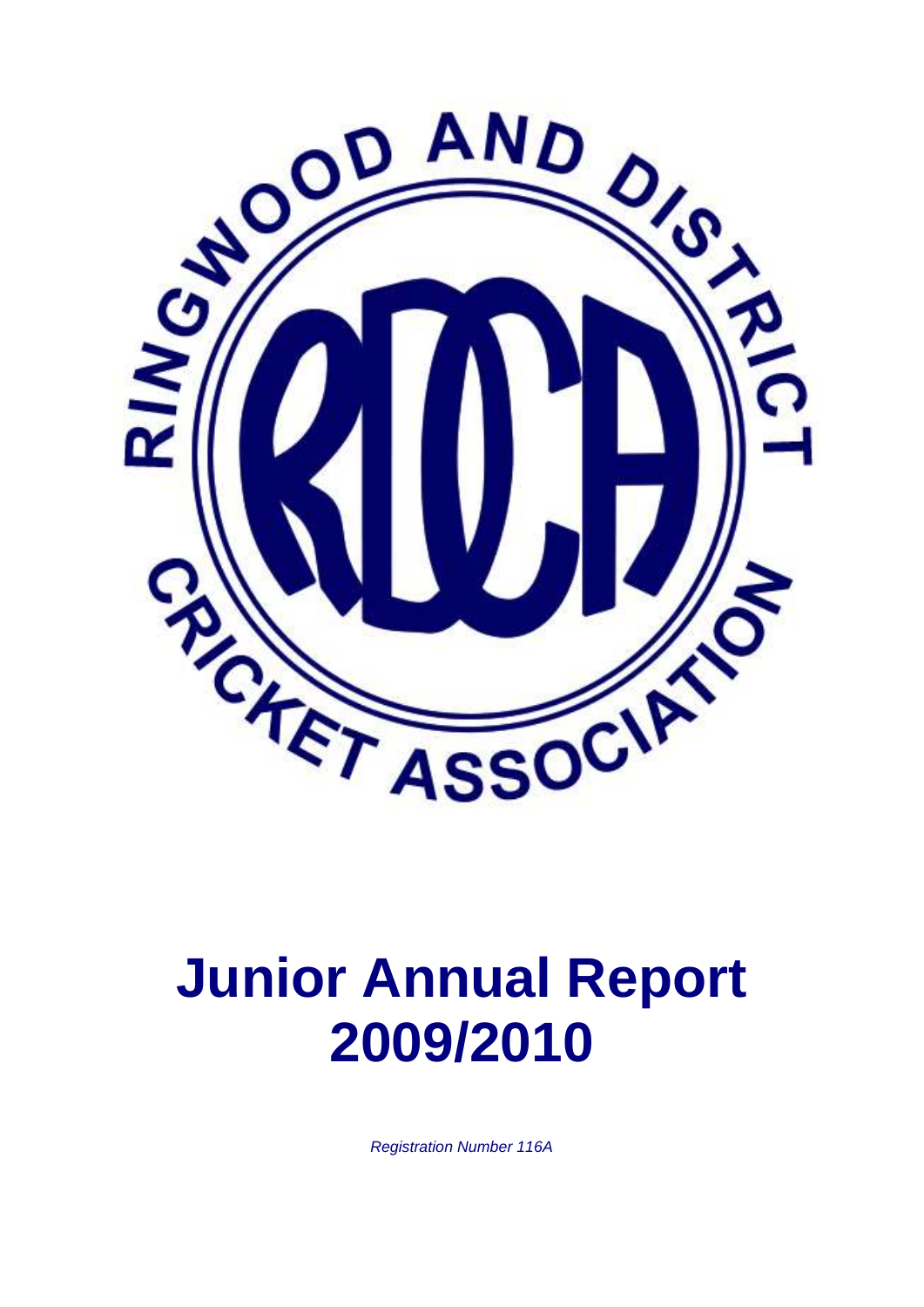RINGWOOD AND DISTRICT CRICKET ASSOCIATION

RDCA

# Junior Annual Report 2009/2010

*Registration Number 116A*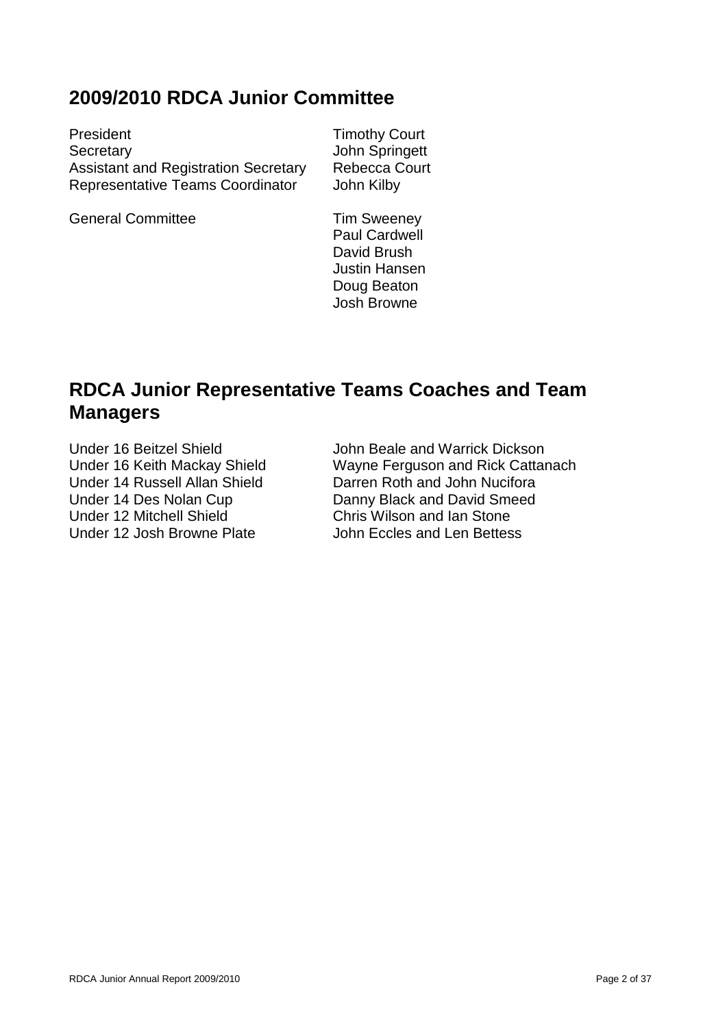## 2009/2010 RDCA Junior Committee

| | |
|---|---|
| President | Timothy Court |
| Secretary | John Springett |
| Assistant and Registration Secretary | Rebecca Court |
| Representative Teams Coordinator | John Kilby |
| General Committee | Tim Sweeney |
| | Paul Cardwell |
| | David Brush |
| | Justin Hansen |
| | Doug Beaton |
| | Josh Browne |

## RDCA Junior Representative Teams Coaches and Team Managers

| | |
|---|---|
| Under 16 Beitzel Shield | John Beale and Warrick Dickson |
| Under 16 Keith Mackay Shield | Wayne Ferguson and Rick Cattanach |
| Under 14 Russell Allan Shield | Darren Roth and John Nucifora |
| Under 14 Des Nolan Cup | Danny Black and David Smeed |
| Under 12 Mitchell Shield | Chris Wilson and Ian Stone |
| Under 12 Josh Browne Plate | John Eccles and Len Bettess |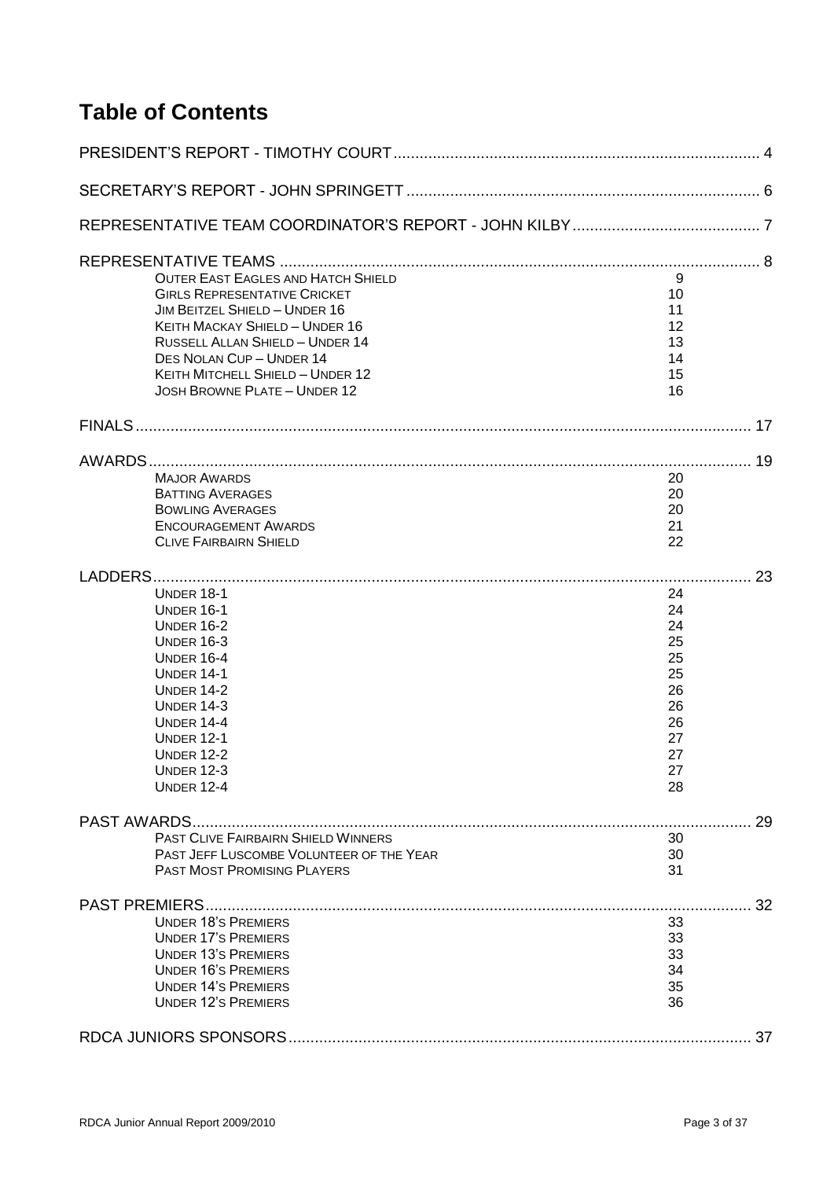# Table of Contents

PRESIDENT'S REPORT - TIMOTHY COURT ........ 4

SECRETARY'S REPORT - JOHN SPRINGETT ........ 6

REPRESENTATIVE TEAM COORDINATOR'S REPORT - JOHN KILBY ........ 7

REPRESENTATIVE TEAMS ........ 8

- OUTER EAST EAGLES AND HATCH SHIELD ........ 9
- GIRLS REPRESENTATIVE CRICKET ........ 10
- JIM BEITZEL SHIELD – UNDER 16 ........ 11
- KEITH MACKAY SHIELD – UNDER 16 ........ 12
- RUSSELL ALLAN SHIELD – UNDER 14 ........ 13
- DES NOLAN CUP – UNDER 14 ........ 14
- KEITH MITCHELL SHIELD – UNDER 12 ........ 15
- JOSH BROWNE PLATE – UNDER 12 ........ 16

FINALS ........ 17

AWARDS ........ 19

- MAJOR AWARDS ........ 20
- BATTING AVERAGES ........ 20
- BOWLING AVERAGES ........ 20
- ENCOURAGEMENT AWARDS ........ 21
- CLIVE FAIRBAIRN SHIELD ........ 22

LADDERS ........ 23

- UNDER 18-1 ........ 24
- UNDER 16-1 ........ 24
- UNDER 16-2 ........ 24
- UNDER 16-3 ........ 25
- UNDER 16-4 ........ 25
- UNDER 14-1 ........ 25
- UNDER 14-2 ........ 26
- UNDER 14-3 ........ 26
- UNDER 14-4 ........ 26
- UNDER 12-1 ........ 27
- UNDER 12-2 ........ 27
- UNDER 12-3 ........ 27
- UNDER 12-4 ........ 28

PAST AWARDS ........ 29

- PAST CLIVE FAIRBAIRN SHIELD WINNERS ........ 30
- PAST JEFF LUSCOMBE VOLUNTEER OF THE YEAR ........ 30
- PAST MOST PROMISING PLAYERS ........ 31

PAST PREMIERS ........ 32

- UNDER 18'S PREMIERS ........ 33
- UNDER 17'S PREMIERS ........ 33
- UNDER 13'S PREMIERS ........ 33
- UNDER 16'S PREMIERS ........ 34
- UNDER 14'S PREMIERS ........ 35
- UNDER 12'S PREMIERS ........ 36

RDCA JUNIORS SPONSORS ........ 37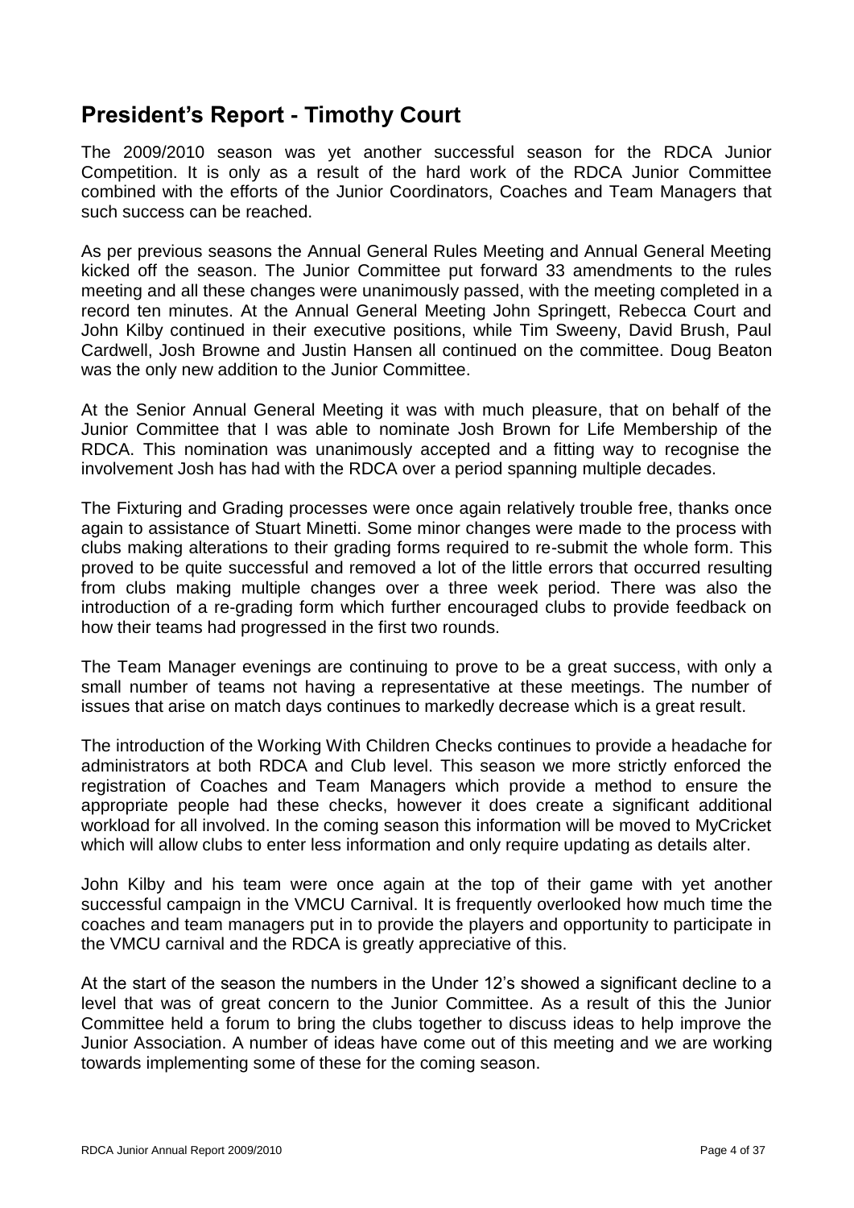## President's Report - Timothy Court

The 2009/2010 season was yet another successful season for the RDCA Junior Competition. It is only as a result of the hard work of the RDCA Junior Committee combined with the efforts of the Junior Coordinators, Coaches and Team Managers that such success can be reached.

As per previous seasons the Annual General Rules Meeting and Annual General Meeting kicked off the season. The Junior Committee put forward 33 amendments to the rules meeting and all these changes were unanimously passed, with the meeting completed in a record ten minutes. At the Annual General Meeting John Springett, Rebecca Court and John Kilby continued in their executive positions, while Tim Sweeny, David Brush, Paul Cardwell, Josh Browne and Justin Hansen all continued on the committee. Doug Beaton was the only new addition to the Junior Committee.

At the Senior Annual General Meeting it was with much pleasure, that on behalf of the Junior Committee that I was able to nominate Josh Brown for Life Membership of the RDCA. This nomination was unanimously accepted and a fitting way to recognise the involvement Josh has had with the RDCA over a period spanning multiple decades.

The Fixturing and Grading processes were once again relatively trouble free, thanks once again to assistance of Stuart Minetti. Some minor changes were made to the process with clubs making alterations to their grading forms required to re-submit the whole form. This proved to be quite successful and removed a lot of the little errors that occurred resulting from clubs making multiple changes over a three week period. There was also the introduction of a re-grading form which further encouraged clubs to provide feedback on how their teams had progressed in the first two rounds.

The Team Manager evenings are continuing to prove to be a great success, with only a small number of teams not having a representative at these meetings. The number of issues that arise on match days continues to markedly decrease which is a great result.

The introduction of the Working With Children Checks continues to provide a headache for administrators at both RDCA and Club level. This season we more strictly enforced the registration of Coaches and Team Managers which provide a method to ensure the appropriate people had these checks, however it does create a significant additional workload for all involved. In the coming season this information will be moved to MyCricket which will allow clubs to enter less information and only require updating as details alter.

John Kilby and his team were once again at the top of their game with yet another successful campaign in the VMCU Carnival. It is frequently overlooked how much time the coaches and team managers put in to provide the players and opportunity to participate in the VMCU carnival and the RDCA is greatly appreciative of this.

At the start of the season the numbers in the Under 12's showed a significant decline to a level that was of great concern to the Junior Committee. As a result of this the Junior Committee held a forum to bring the clubs together to discuss ideas to help improve the Junior Association. A number of ideas have come out of this meeting and we are working towards implementing some of these for the coming season.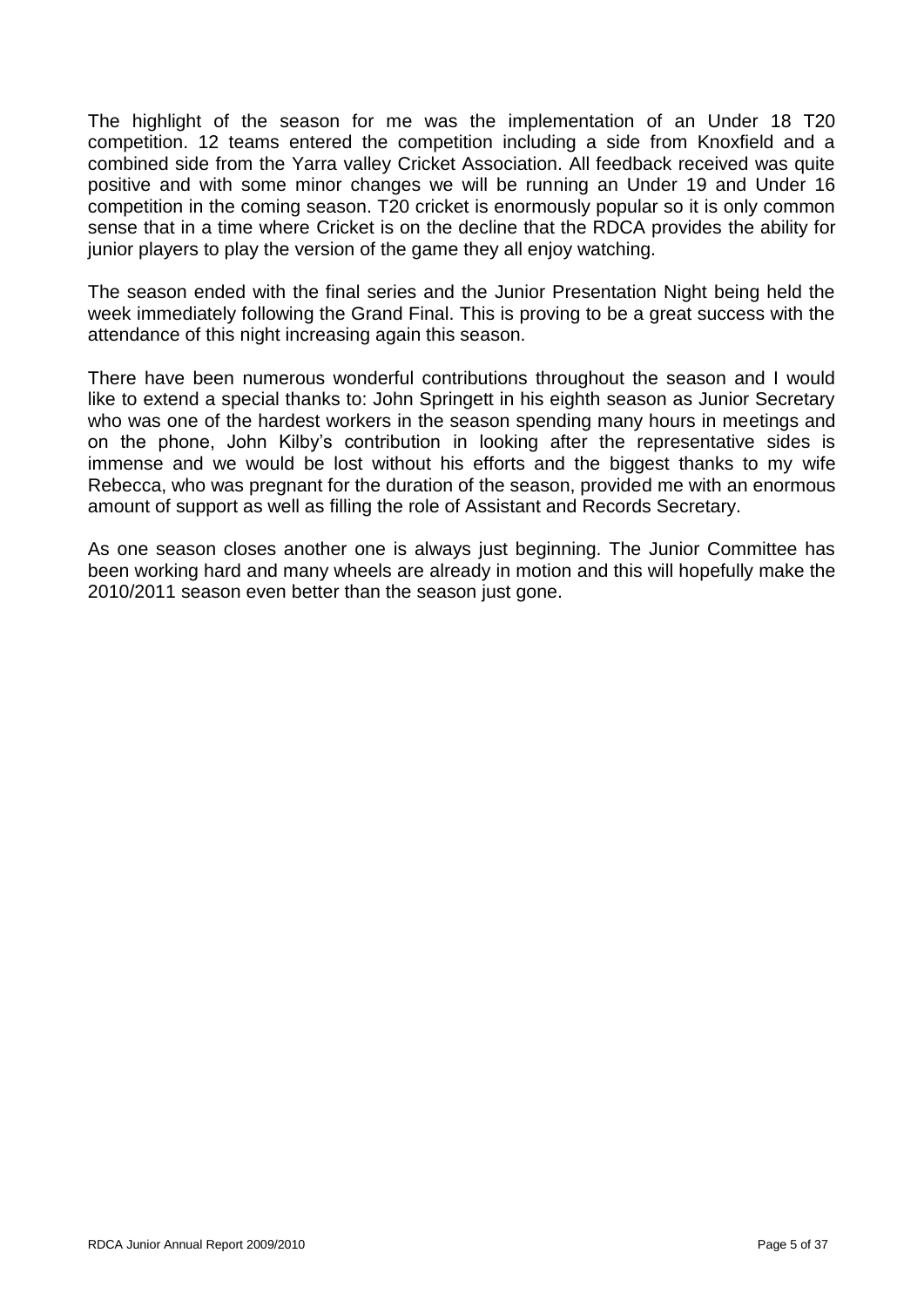The highlight of the season for me was the implementation of an Under 18 T20 competition. 12 teams entered the competition including a side from Knoxfield and a combined side from the Yarra valley Cricket Association. All feedback received was quite positive and with some minor changes we will be running an Under 19 and Under 16 competition in the coming season. T20 cricket is enormously popular so it is only common sense that in a time where Cricket is on the decline that the RDCA provides the ability for junior players to play the version of the game they all enjoy watching.

The season ended with the final series and the Junior Presentation Night being held the week immediately following the Grand Final. This is proving to be a great success with the attendance of this night increasing again this season.

There have been numerous wonderful contributions throughout the season and I would like to extend a special thanks to: John Springett in his eighth season as Junior Secretary who was one of the hardest workers in the season spending many hours in meetings and on the phone, John Kilby's contribution in looking after the representative sides is immense and we would be lost without his efforts and the biggest thanks to my wife Rebecca, who was pregnant for the duration of the season, provided me with an enormous amount of support as well as filling the role of Assistant and Records Secretary.

As one season closes another one is always just beginning. The Junior Committee has been working hard and many wheels are already in motion and this will hopefully make the 2010/2011 season even better than the season just gone.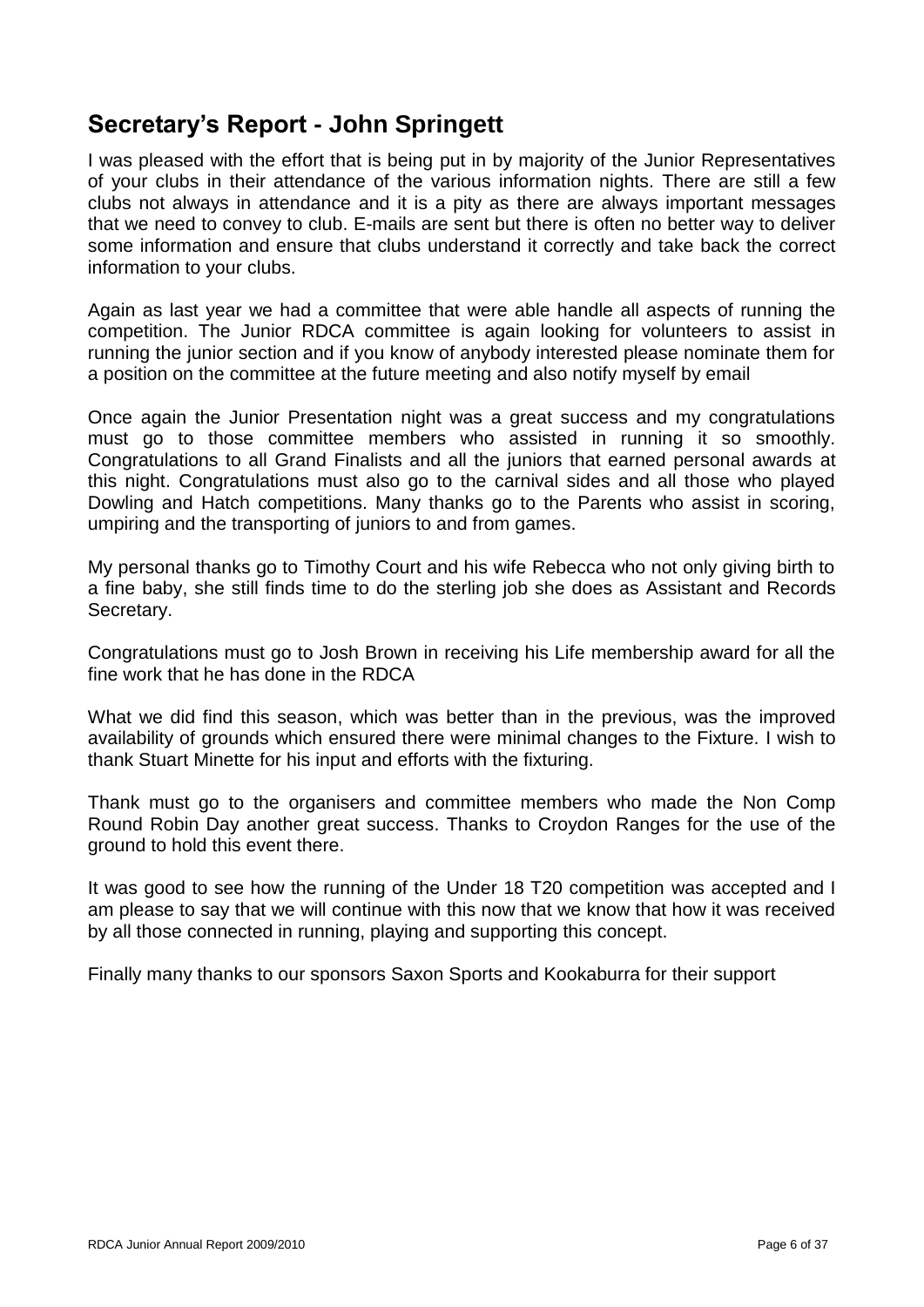## Secretary's Report - John Springett

I was pleased with the effort that is being put in by majority of the Junior Representatives of your clubs in their attendance of the various information nights. There are still a few clubs not always in attendance and it is a pity as there are always important messages that we need to convey to club. E-mails are sent but there is often no better way to deliver some information and ensure that clubs understand it correctly and take back the correct information to your clubs.

Again as last year we had a committee that were able handle all aspects of running the competition. The Junior RDCA committee is again looking for volunteers to assist in running the junior section and if you know of anybody interested please nominate them for a position on the committee at the future meeting and also notify myself by email

Once again the Junior Presentation night was a great success and my congratulations must go to those committee members who assisted in running it so smoothly. Congratulations to all Grand Finalists and all the juniors that earned personal awards at this night. Congratulations must also go to the carnival sides and all those who played Dowling and Hatch competitions. Many thanks go to the Parents who assist in scoring, umpiring and the transporting of juniors to and from games.

My personal thanks go to Timothy Court and his wife Rebecca who not only giving birth to a fine baby, she still finds time to do the sterling job she does as Assistant and Records Secretary.

Congratulations must go to Josh Brown in receiving his Life membership award for all the fine work that he has done in the RDCA

What we did find this season, which was better than in the previous, was the improved availability of grounds which ensured there were minimal changes to the Fixture. I wish to thank Stuart Minette for his input and efforts with the fixturing.

Thank must go to the organisers and committee members who made the Non Comp Round Robin Day another great success. Thanks to Croydon Ranges for the use of the ground to hold this event there.

It was good to see how the running of the Under 18 T20 competition was accepted and I am please to say that we will continue with this now that we know that how it was received by all those connected in running, playing and supporting this concept.

Finally many thanks to our sponsors Saxon Sports and Kookaburra for their support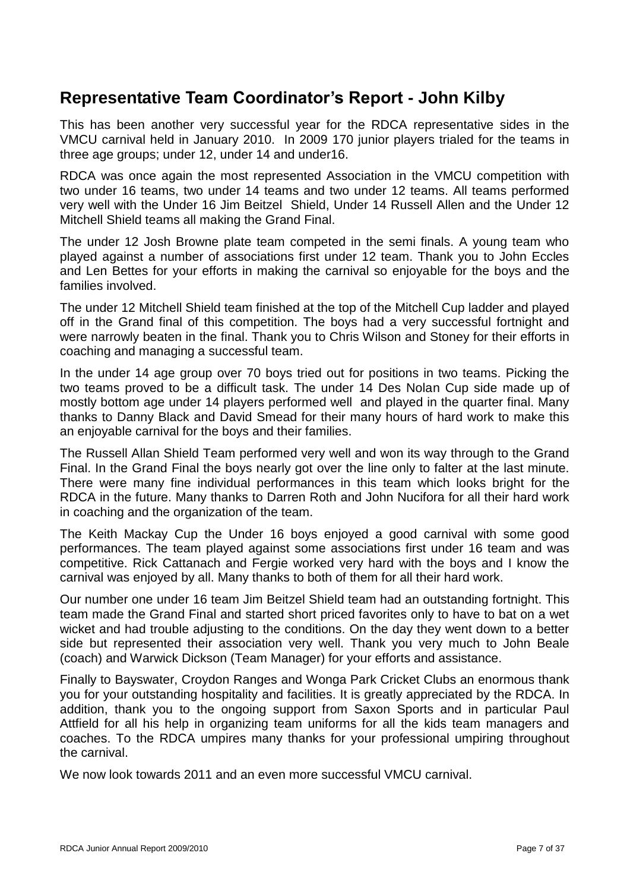## Representative Team Coordinator's Report - John Kilby

This has been another very successful year for the RDCA representative sides in the VMCU carnival held in January 2010. In 2009 170 junior players trialed for the teams in three age groups; under 12, under 14 and under16.

RDCA was once again the most represented Association in the VMCU competition with two under 16 teams, two under 14 teams and two under 12 teams. All teams performed very well with the Under 16 Jim Beitzel Shield, Under 14 Russell Allen and the Under 12 Mitchell Shield teams all making the Grand Final.

The under 12 Josh Browne plate team competed in the semi finals. A young team who played against a number of associations first under 12 team. Thank you to John Eccles and Len Bettes for your efforts in making the carnival so enjoyable for the boys and the families involved.

The under 12 Mitchell Shield team finished at the top of the Mitchell Cup ladder and played off in the Grand final of this competition. The boys had a very successful fortnight and were narrowly beaten in the final. Thank you to Chris Wilson and Stoney for their efforts in coaching and managing a successful team.

In the under 14 age group over 70 boys tried out for positions in two teams. Picking the two teams proved to be a difficult task. The under 14 Des Nolan Cup side made up of mostly bottom age under 14 players performed well and played in the quarter final. Many thanks to Danny Black and David Smead for their many hours of hard work to make this an enjoyable carnival for the boys and their families.

The Russell Allan Shield Team performed very well and won its way through to the Grand Final. In the Grand Final the boys nearly got over the line only to falter at the last minute. There were many fine individual performances in this team which looks bright for the RDCA in the future. Many thanks to Darren Roth and John Nucifora for all their hard work in coaching and the organization of the team.

The Keith Mackay Cup the Under 16 boys enjoyed a good carnival with some good performances. The team played against some associations first under 16 team and was competitive. Rick Cattanach and Fergie worked very hard with the boys and I know the carnival was enjoyed by all. Many thanks to both of them for all their hard work.

Our number one under 16 team Jim Beitzel Shield team had an outstanding fortnight. This team made the Grand Final and started short priced favorites only to have to bat on a wet wicket and had trouble adjusting to the conditions. On the day they went down to a better side but represented their association very well. Thank you very much to John Beale (coach) and Warwick Dickson (Team Manager) for your efforts and assistance.

Finally to Bayswater, Croydon Ranges and Wonga Park Cricket Clubs an enormous thank you for your outstanding hospitality and facilities. It is greatly appreciated by the RDCA. In addition, thank you to the ongoing support from Saxon Sports and in particular Paul Attfield for all his help in organizing team uniforms for all the kids team managers and coaches. To the RDCA umpires many thanks for your professional umpiring throughout the carnival.

We now look towards 2011 and an even more successful VMCU carnival.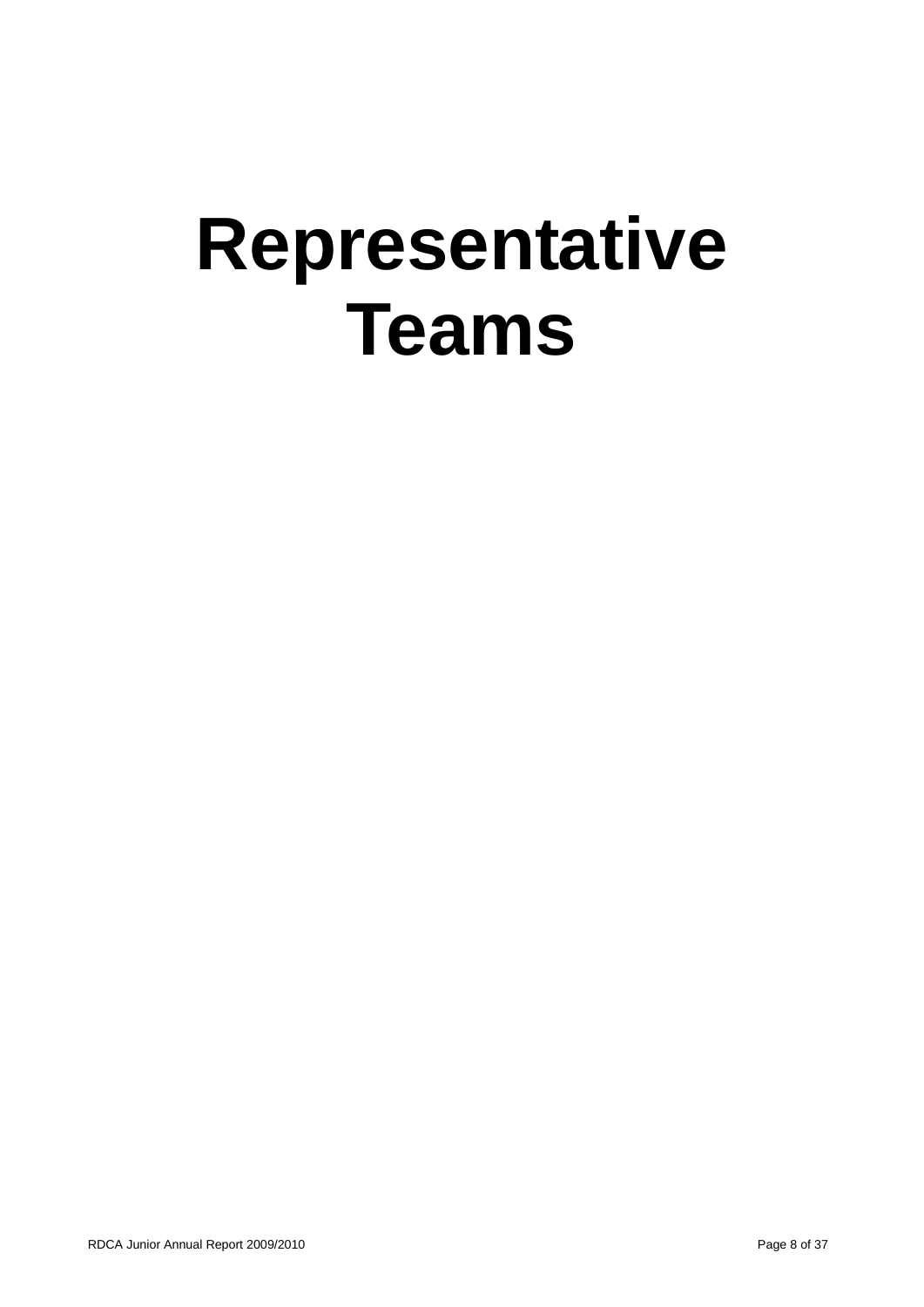# Representative Teams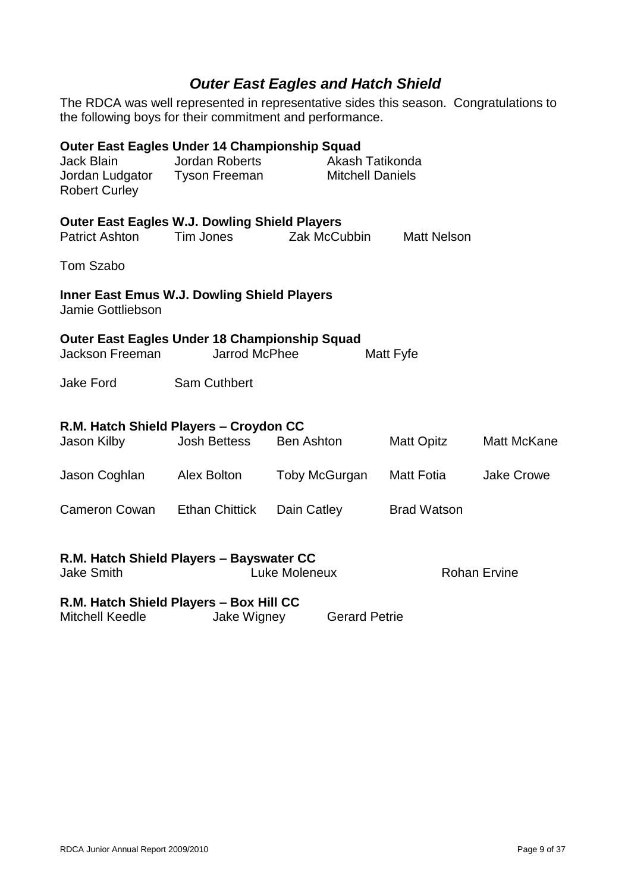## *Outer East Eagles and Hatch Shield*

The RDCA was well represented in representative sides this season. Congratulations to the following boys for their commitment and performance.

**Outer East Eagles Under 14 Championship Squad**

Jack Blain Jordan Roberts Akash Tatikonda
Jordan Ludgator Tyson Freeman Mitchell Daniels
Robert Curley

**Outer East Eagles W.J. Dowling Shield Players**

Patrict Ashton Tim Jones Zak McCubbin Matt Nelson

Tom Szabo

**Inner East Emus W.J. Dowling Shield Players**

Jamie Gottliebson

**Outer East Eagles Under 18 Championship Squad**

Jackson Freeman Jarrod McPhee Matt Fyfe

Jake Ford Sam Cuthbert

**R.M. Hatch Shield Players – Croydon CC**

Jason Kilby Josh Bettess Ben Ashton Matt Opitz Matt McKane

Jason Coghlan Alex Bolton Toby McGurgan Matt Fotia Jake Crowe

Cameron Cowan Ethan Chittick Dain Catley Brad Watson

**R.M. Hatch Shield Players – Bayswater CC**

Jake Smith Luke Moleneux Rohan Ervine

**R.M. Hatch Shield Players – Box Hill CC**

Mitchell Keedle Jake Wigney Gerard Petrie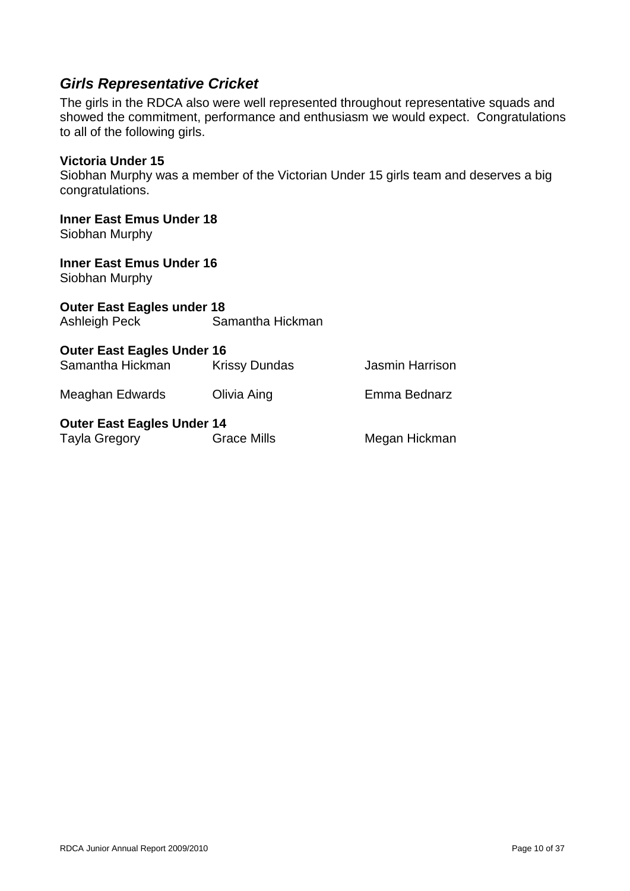## *Girls Representative Cricket*

The girls in the RDCA also were well represented throughout representative squads and showed the commitment, performance and enthusiasm we would expect. Congratulations to all of the following girls.

**Victoria Under 15**

Siobhan Murphy was a member of the Victorian Under 15 girls team and deserves a big congratulations.

**Inner East Emus Under 18**

Siobhan Murphy

**Inner East Emus Under 16**

Siobhan Murphy

**Outer East Eagles under 18**

Ashleigh Peck    Samantha Hickman

**Outer East Eagles Under 16**

Samantha Hickman    Krissy Dundas    Jasmin Harrison

Meaghan Edwards    Olivia Aing    Emma Bednarz

**Outer East Eagles Under 14**

Tayla Gregory    Grace Mills    Megan Hickman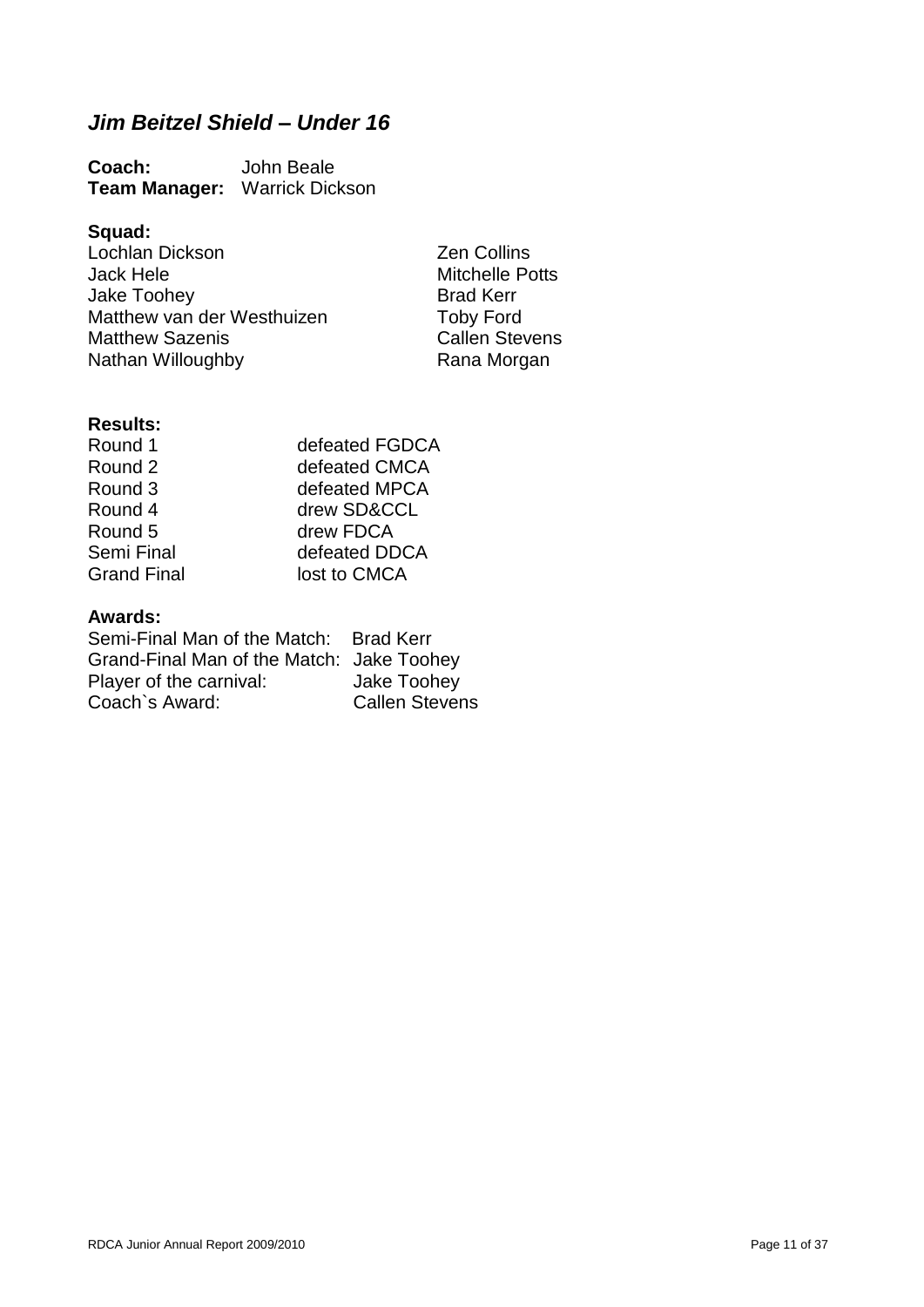## *Jim Beitzel Shield – Under 16*

**Coach:** John Beale
**Team Manager:** Warrick Dickson

**Squad:**

| | |
|---|---|
| Lochlan Dickson | Zen Collins |
| Jack Hele | Mitchelle Potts |
| Jake Toohey | Brad Kerr |
| Matthew van der Westhuizen | Toby Ford |
| Matthew Sazenis | Callen Stevens |
| Nathan Willoughby | Rana Morgan |

**Results:**

| | |
|---|---|
| Round 1 | defeated FGDCA |
| Round 2 | defeated CMCA |
| Round 3 | defeated MPCA |
| Round 4 | drew SD&CCL |
| Round 5 | drew FDCA |
| Semi Final | defeated DDCA |
| Grand Final | lost to CMCA |

**Awards:**

| | |
|---|---|
| Semi-Final Man of the Match: | Brad Kerr |
| Grand-Final Man of the Match: | Jake Toohey |
| Player of the carnival: | Jake Toohey |
| Coach`s Award: | Callen Stevens |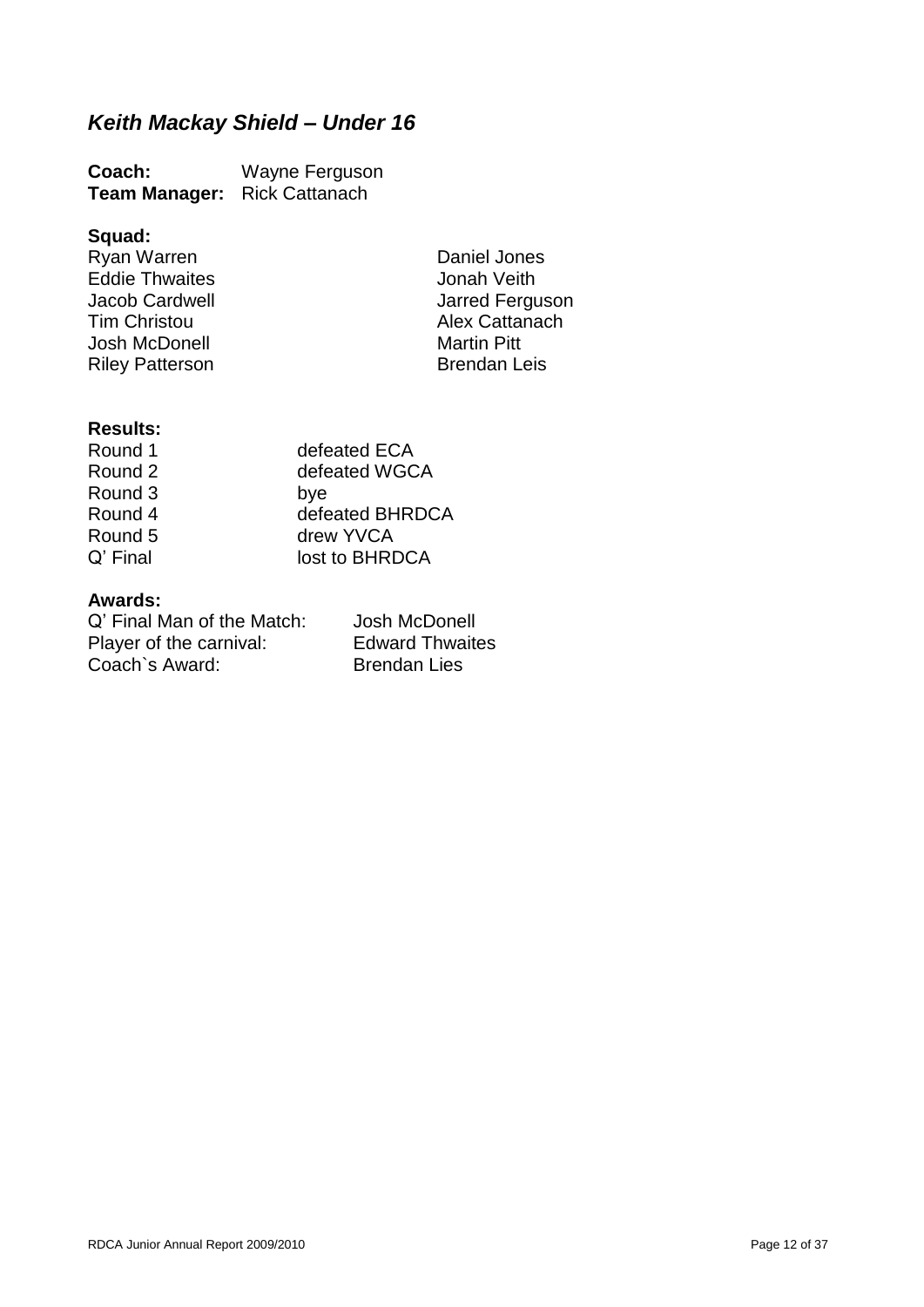## *Keith Mackay Shield – Under 16*

**Coach:** Wayne Ferguson
**Team Manager:** Rick Cattanach

**Squad:**

Ryan Warren
Eddie Thwaites
Jacob Cardwell
Tim Christou
Josh McDonell
Riley Patterson
Daniel Jones
Jonah Veith
Jarred Ferguson
Alex Cattanach
Martin Pitt
Brendan Leis

**Results:**

| | |
|---|---|
| Round 1 | defeated ECA |
| Round 2 | defeated WGCA |
| Round 3 | bye |
| Round 4 | defeated BHRDCA |
| Round 5 | drew YVCA |
| Q' Final | lost to BHRDCA |

**Awards:**

| | |
|---|---|
| Q' Final Man of the Match: | Josh McDonell |
| Player of the carnival: | Edward Thwaites |
| Coach`s Award: | Brendan Lies |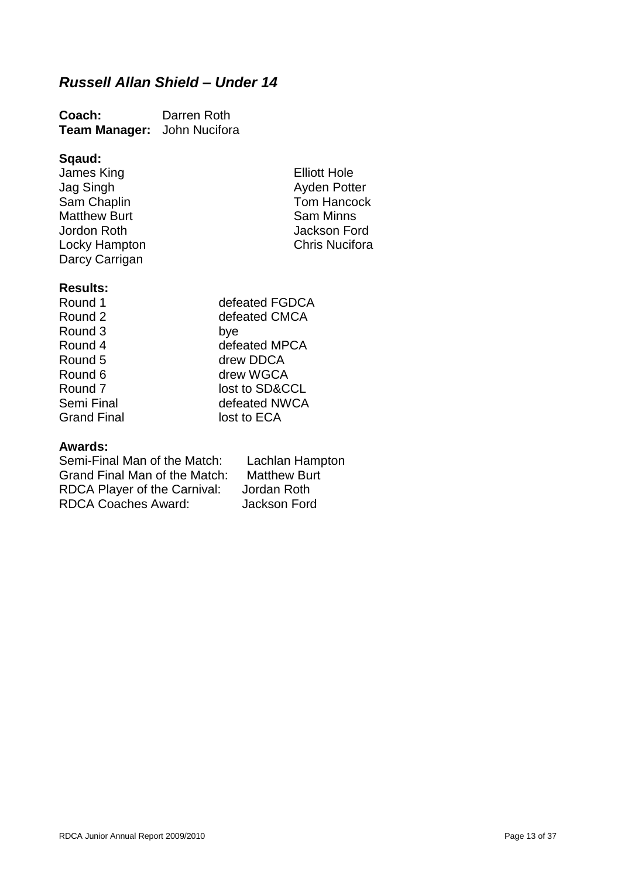## *Russell Allan Shield – Under 14*

**Coach:** Darren Roth
**Team Manager:** John Nucifora

**Sqaud:**

James King
Jag Singh
Sam Chaplin
Matthew Burt
Jordon Roth
Locky Hampton
Darcy Carrigan
Elliott Hole
Ayden Potter
Tom Hancock
Sam Minns
Jackson Ford
Chris Nucifora

**Results:**

| | |
|---|---|
| Round 1 | defeated FGDCA |
| Round 2 | defeated CMCA |
| Round 3 | bye |
| Round 4 | defeated MPCA |
| Round 5 | drew DDCA |
| Round 6 | drew WGCA |
| Round 7 | lost to SD&CCL |
| Semi Final | defeated NWCA |
| Grand Final | lost to ECA |

**Awards:**

| | |
|---|---|
| Semi-Final Man of the Match: | Lachlan Hampton |
| Grand Final Man of the Match: | Matthew Burt |
| RDCA Player of the Carnival: | Jordan Roth |
| RDCA Coaches Award: | Jackson Ford |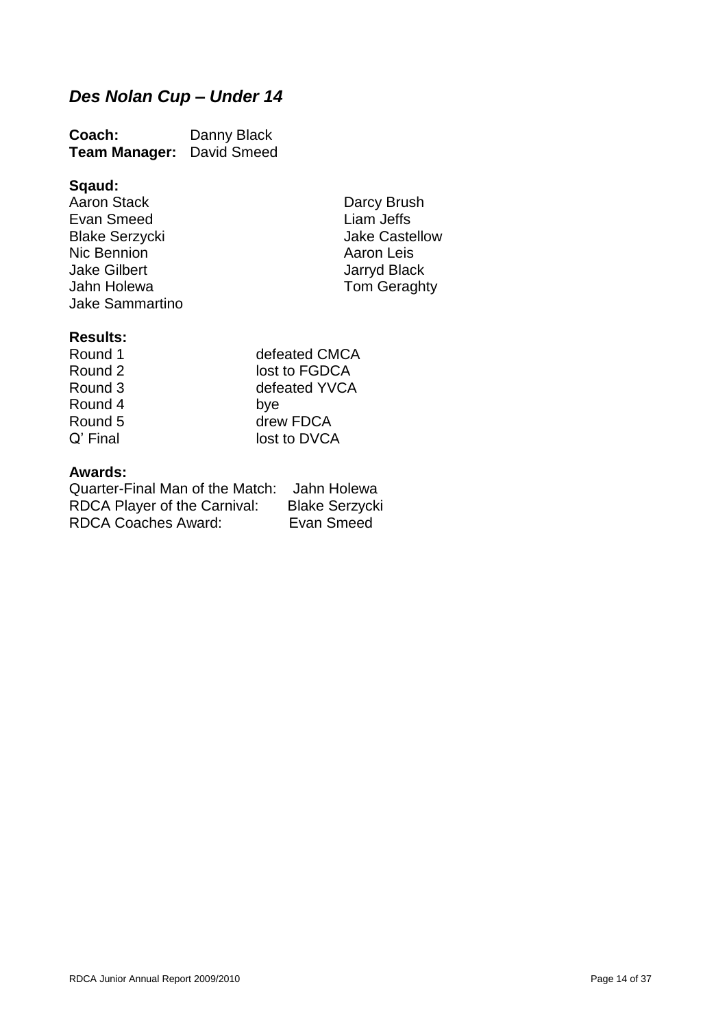## *Des Nolan Cup – Under 14*

**Coach:** Danny Black
**Team Manager:** David Smeed

**Sqaud:**

Aaron Stack
Evan Smeed
Blake Serzycki
Nic Bennion
Jake Gilbert
Jahn Holewa
Jake Sammartino
Darcy Brush
Liam Jeffs
Jake Castellow
Aaron Leis
Jarryd Black
Tom Geraghty

**Results:**

| | |
|---|---|
| Round 1 | defeated CMCA |
| Round 2 | lost to FGDCA |
| Round 3 | defeated YVCA |
| Round 4 | bye |
| Round 5 | drew FDCA |
| Q' Final | lost to DVCA |

**Awards:**

| | |
|---|---|
| Quarter-Final Man of the Match: | Jahn Holewa |
| RDCA Player of the Carnival: | Blake Serzycki |
| RDCA Coaches Award: | Evan Smeed |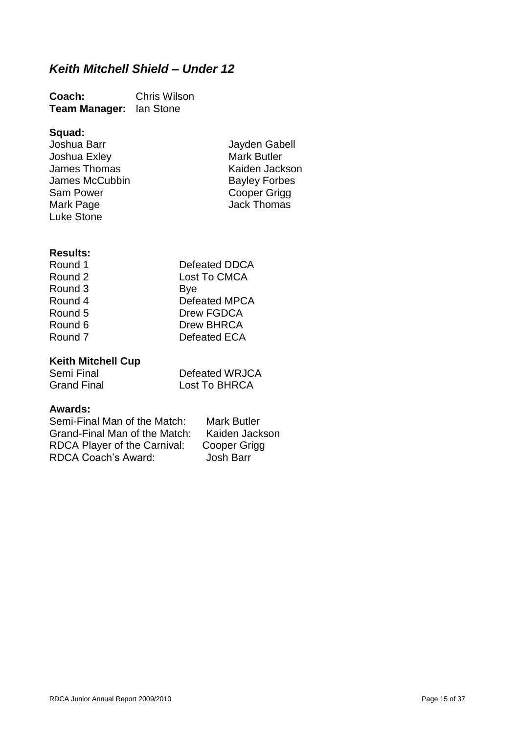## *Keith Mitchell Shield – Under 12*

**Coach:** Chris Wilson
**Team Manager:** Ian Stone

**Squad:**

Joshua Barr
Joshua Exley
James Thomas
James McCubbin
Sam Power
Mark Page
Luke Stone
Jayden Gabell
Mark Butler
Kaiden Jackson
Bayley Forbes
Cooper Grigg
Jack Thomas

**Results:**

| | |
|---|---|
| Round 1 | Defeated DDCA |
| Round 2 | Lost To CMCA |
| Round 3 | Bye |
| Round 4 | Defeated MPCA |
| Round 5 | Drew FGDCA |
| Round 6 | Drew BHRCA |
| Round 7 | Defeated ECA |

**Keith Mitchell Cup**

| | |
|---|---|
| Semi Final | Defeated WRJCA |
| Grand Final | Lost To BHRCA |

**Awards:**

| | |
|---|---|
| Semi-Final Man of the Match: | Mark Butler |
| Grand-Final Man of the Match: | Kaiden Jackson |
| RDCA Player of the Carnival: | Cooper Grigg |
| RDCA Coach's Award: | Josh Barr |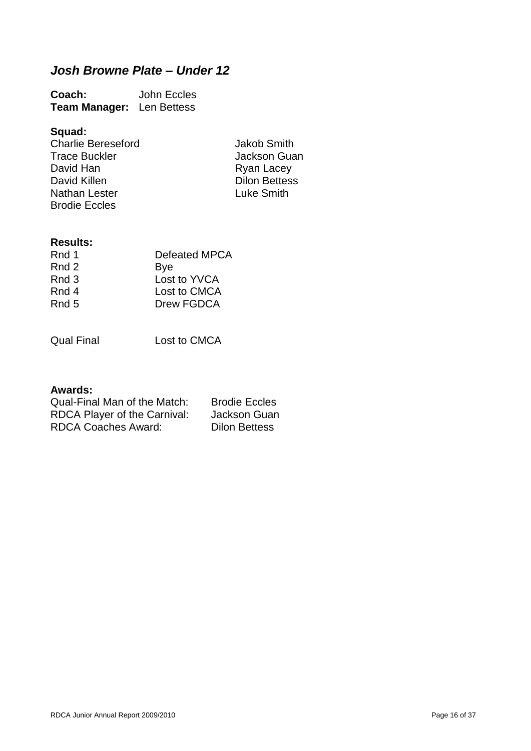## *Josh Browne Plate – Under 12*

**Coach:** John Eccles
**Team Manager:** Len Bettess

**Squad:**

Charlie Bereseford
Trace Buckler
David Han
David Killen
Nathan Lester
Brodie Eccles
Jakob Smith
Jackson Guan
Ryan Lacey
Dilon Bettess
Luke Smith

**Results:**

| | |
|---|---|
| Rnd 1 | Defeated MPCA |
| Rnd 2 | Bye |
| Rnd 3 | Lost to YVCA |
| Rnd 4 | Lost to CMCA |
| Rnd 5 | Drew FGDCA |
| | |
| Qual Final | Lost to CMCA |

**Awards:**

| | |
|---|---|
| Qual-Final Man of the Match: | Brodie Eccles |
| RDCA Player of the Carnival: | Jackson Guan |
| RDCA Coaches Award: | Dilon Bettess |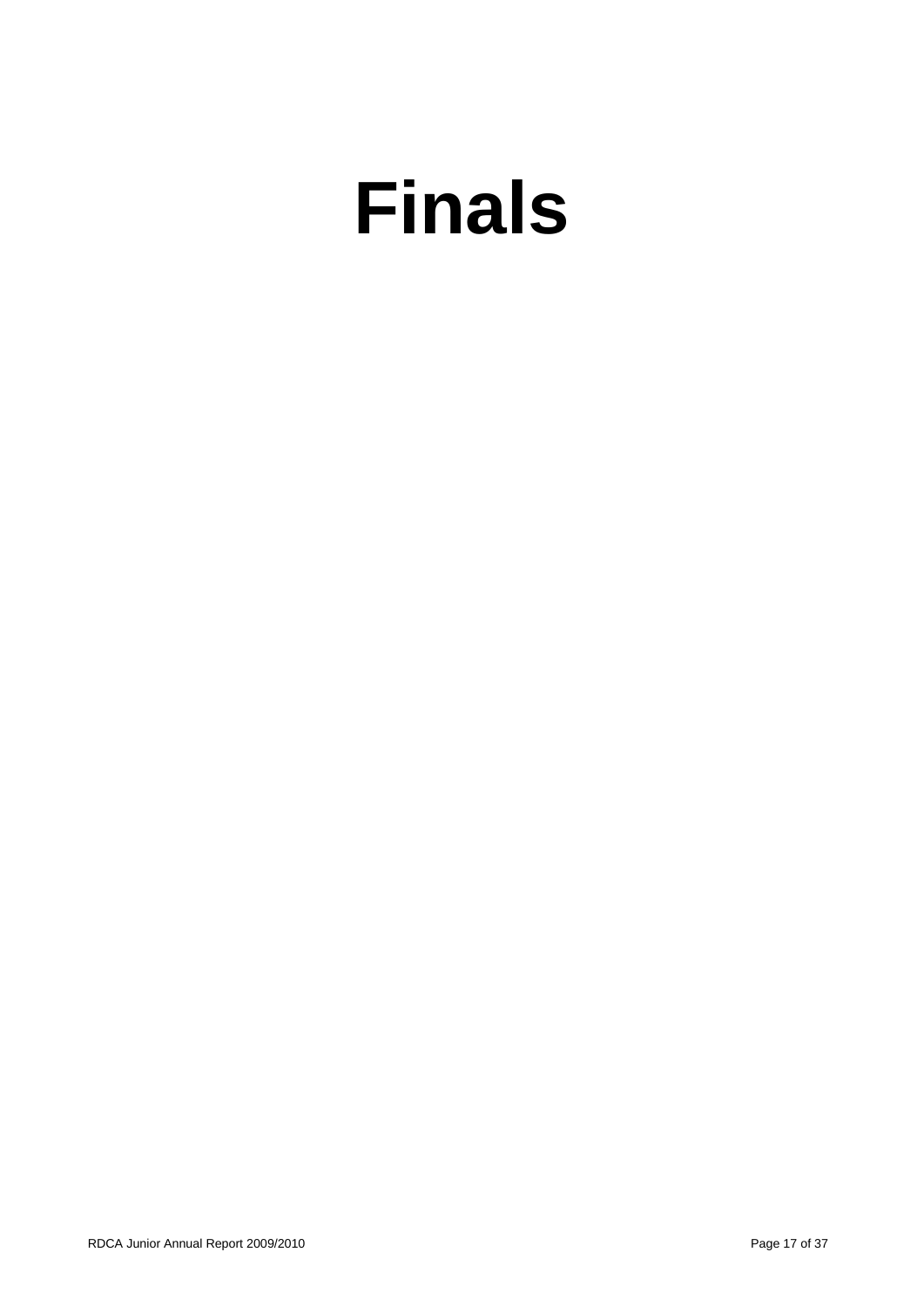# Finals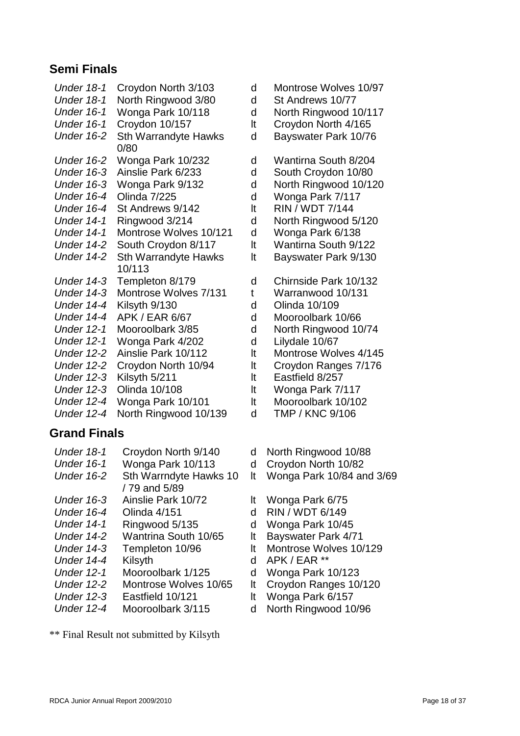## Semi Finals

| | | | |
|---|---|---|---|
| *Under 18-1* | Croydon North 3/103 | d | Montrose Wolves 10/97 |
| *Under 18-1* | North Ringwood 3/80 | d | St Andrews 10/77 |
| *Under 16-1* | Wonga Park 10/118 | d | North Ringwood 10/117 |
| *Under 16-1* | Croydon 10/157 | lt | Croydon North 4/165 |
| *Under 16-2* | Sth Warrandyte Hawks 0/80 | d | Bayswater Park 10/76 |
| *Under 16-2* | Wonga Park 10/232 | d | Wantirna South 8/204 |
| *Under 16-3* | Ainslie Park 6/233 | d | South Croydon 10/80 |
| *Under 16-3* | Wonga Park 9/132 | d | North Ringwood 10/120 |
| *Under 16-4* | Olinda 7/225 | d | Wonga Park 7/117 |
| *Under 16-4* | St Andrews 9/142 | lt | RIN / WDT 7/144 |
| *Under 14-1* | Ringwood 3/214 | d | North Ringwood 5/120 |
| *Under 14-1* | Montrose Wolves 10/121 | d | Wonga Park 6/138 |
| *Under 14-2* | South Croydon 8/117 | lt | Wantirna South 9/122 |
| *Under 14-2* | Sth Warrandyte Hawks 10/113 | lt | Bayswater Park 9/130 |
| *Under 14-3* | Templeton 8/179 | d | Chirnside Park 10/132 |
| *Under 14-3* | Montrose Wolves 7/131 | t | Warranwood 10/131 |
| *Under 14-4* | Kilsyth 9/130 | d | Olinda 10/109 |
| *Under 14-4* | APK / EAR 6/67 | d | Mooroolbark 10/66 |
| *Under 12-1* | Mooroolbark 3/85 | d | North Ringwood 10/74 |
| *Under 12-1* | Wonga Park 4/202 | d | Lilydale 10/67 |
| *Under 12-2* | Ainslie Park 10/112 | lt | Montrose Wolves 4/145 |
| *Under 12-2* | Croydon North 10/94 | lt | Croydon Ranges 7/176 |
| *Under 12-3* | Kilsyth 5/211 | lt | Eastfield 8/257 |
| *Under 12-3* | Olinda 10/108 | lt | Wonga Park 7/117 |
| *Under 12-4* | Wonga Park 10/101 | lt | Mooroolbark 10/102 |
| *Under 12-4* | North Ringwood 10/139 | d | TMP / KNC 9/106 |

## Grand Finals

| | | | |
|---|---|---|---|
| *Under 18-1* | Croydon North 9/140 | d | North Ringwood 10/88 |
| *Under 16-1* | Wonga Park 10/113 | d | Croydon North 10/82 |
| *Under 16-2* | Sth Warrndyte Hawks 10 / 79 and 5/89 | lt | Wonga Park 10/84 and 3/69 |
| *Under 16-3* | Ainslie Park 10/72 | lt | Wonga Park 6/75 |
| *Under 16-4* | Olinda 4/151 | d | RIN / WDT 6/149 |
| *Under 14-1* | Ringwood 5/135 | d | Wonga Park 10/45 |
| *Under 14-2* | Wantrina South 10/65 | lt | Bayswater Park 4/71 |
| *Under 14-3* | Templeton 10/96 | lt | Montrose Wolves 10/129 |
| *Under 14-4* | Kilsyth | d | APK / EAR ** |
| *Under 12-1* | Mooroolbark 1/125 | d | Wonga Park 10/123 |
| *Under 12-2* | Montrose Wolves 10/65 | lt | Croydon Ranges 10/120 |
| *Under 12-3* | Eastfield 10/121 | lt | Wonga Park 6/157 |
| *Under 12-4* | Mooroolbark 3/115 | d | North Ringwood 10/96 |

** Final Result not submitted by Kilsyth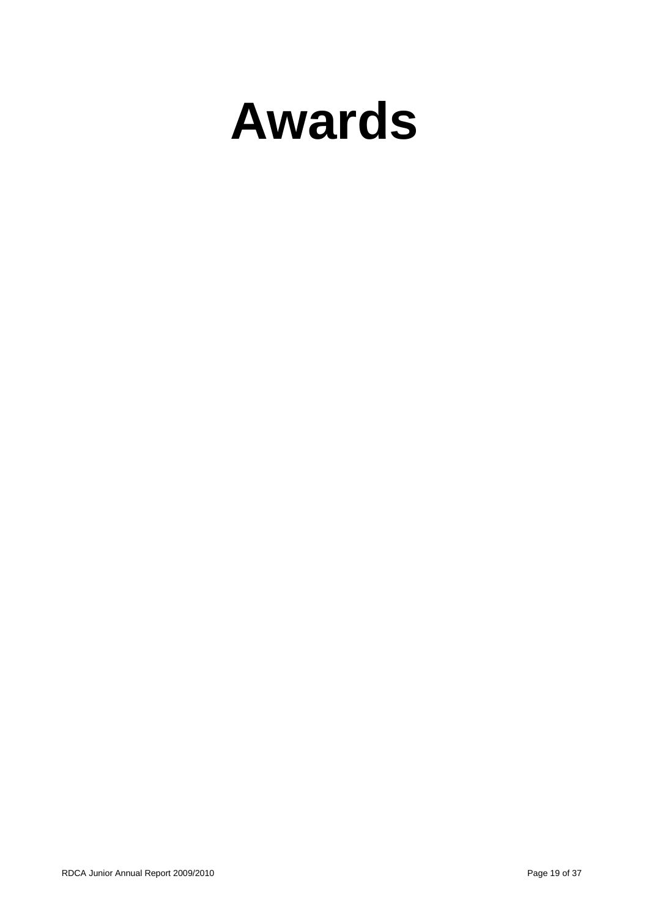# Awards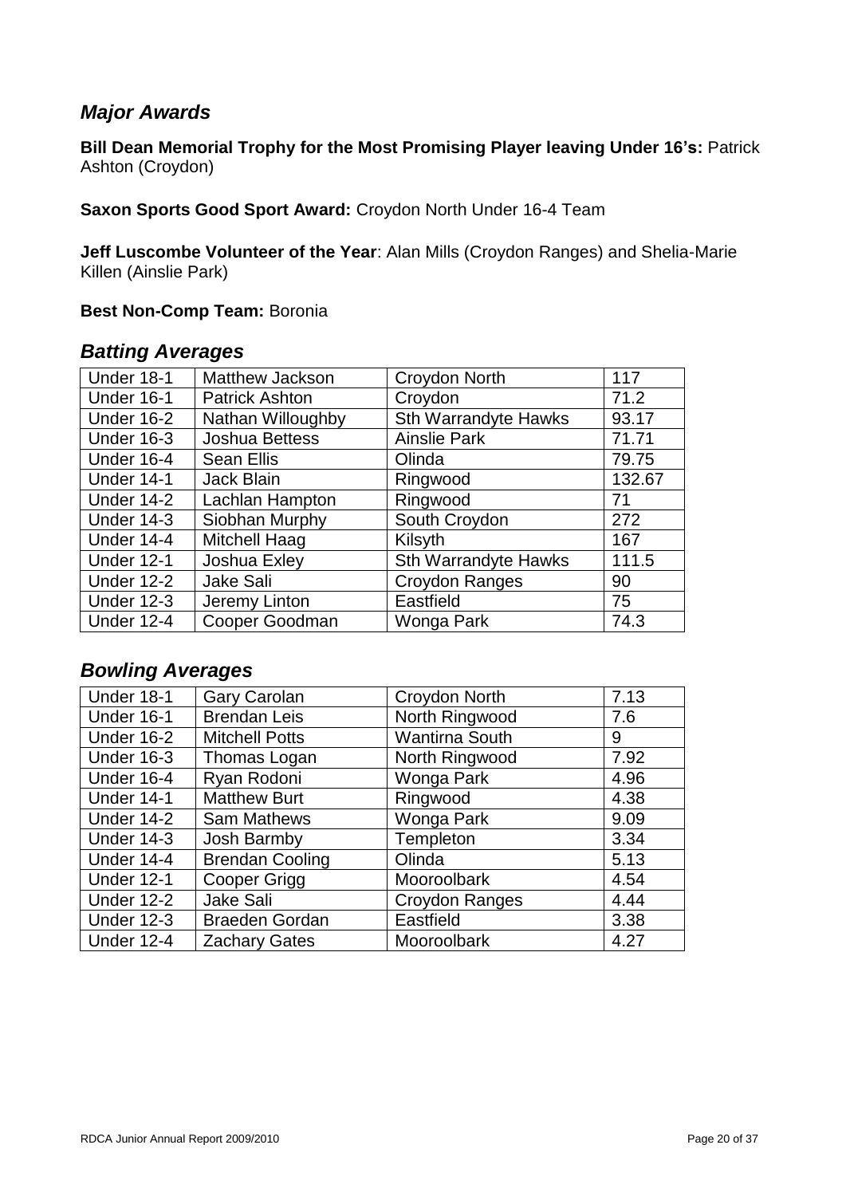## *Major Awards*

**Bill Dean Memorial Trophy for the Most Promising Player leaving Under 16's:** Patrick Ashton (Croydon)

**Saxon Sports Good Sport Award:** Croydon North Under 16-4 Team

**Jeff Luscombe Volunteer of the Year**: Alan Mills (Croydon Ranges) and Shelia-Marie Killen (Ainslie Park)

**Best Non-Comp Team:** Boronia

## *Batting Averages*

| | | | |
|---|---|---|---|
| Under 18-1 | Matthew Jackson | Croydon North | 117 |
| Under 16-1 | Patrick Ashton | Croydon | 71.2 |
| Under 16-2 | Nathan Willoughby | Sth Warrandyte Hawks | 93.17 |
| Under 16-3 | Joshua Bettess | Ainslie Park | 71.71 |
| Under 16-4 | Sean Ellis | Olinda | 79.75 |
| Under 14-1 | Jack Blain | Ringwood | 132.67 |
| Under 14-2 | Lachlan Hampton | Ringwood | 71 |
| Under 14-3 | Siobhan Murphy | South Croydon | 272 |
| Under 14-4 | Mitchell Haag | Kilsyth | 167 |
| Under 12-1 | Joshua Exley | Sth Warrandyte Hawks | 111.5 |
| Under 12-2 | Jake Sali | Croydon Ranges | 90 |
| Under 12-3 | Jeremy Linton | Eastfield | 75 |
| Under 12-4 | Cooper Goodman | Wonga Park | 74.3 |

## *Bowling Averages*

| | | | |
|---|---|---|---|
| Under 18-1 | Gary Carolan | Croydon North | 7.13 |
| Under 16-1 | Brendan Leis | North Ringwood | 7.6 |
| Under 16-2 | Mitchell Potts | Wantirna South | 9 |
| Under 16-3 | Thomas Logan | North Ringwood | 7.92 |
| Under 16-4 | Ryan Rodoni | Wonga Park | 4.96 |
| Under 14-1 | Matthew Burt | Ringwood | 4.38 |
| Under 14-2 | Sam Mathews | Wonga Park | 9.09 |
| Under 14-3 | Josh Barmby | Templeton | 3.34 |
| Under 14-4 | Brendan Cooling | Olinda | 5.13 |
| Under 12-1 | Cooper Grigg | Mooroolbark | 4.54 |
| Under 12-2 | Jake Sali | Croydon Ranges | 4.44 |
| Under 12-3 | Braeden Gordan | Eastfield | 3.38 |
| Under 12-4 | Zachary Gates | Mooroolbark | 4.27 |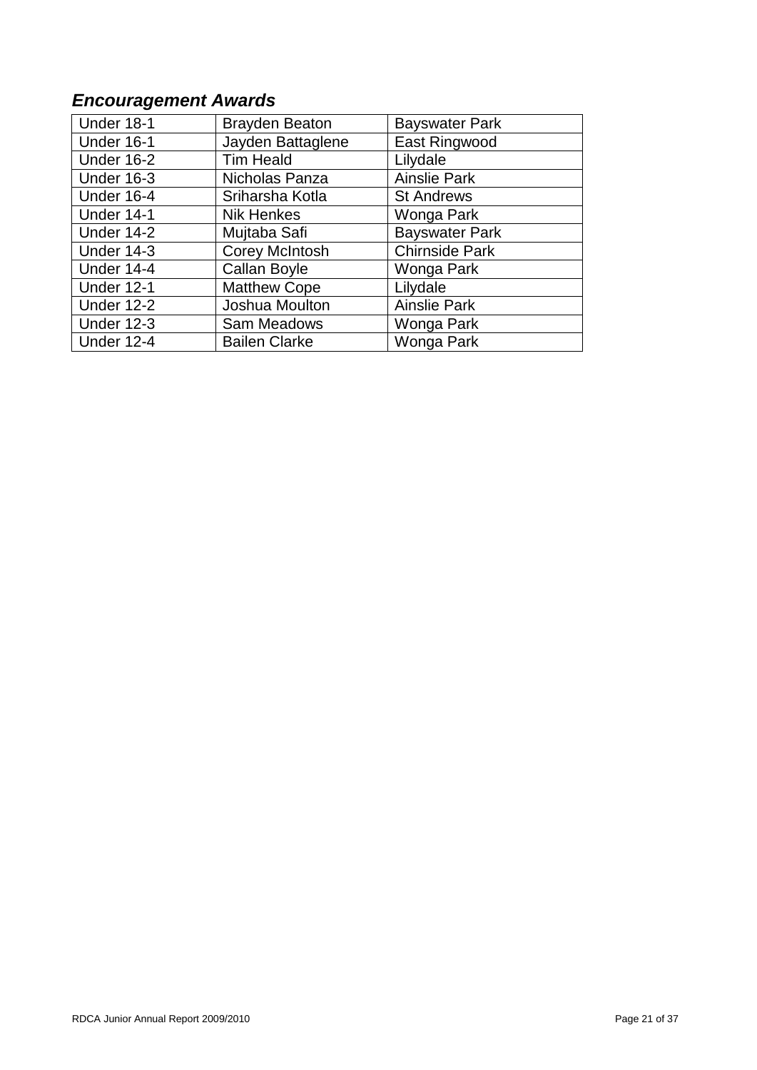## ***Encouragement Awards***

| Under 18-1 | Brayden Beaton | Bayswater Park |
|---|---|---|
| Under 16-1 | Jayden Battaglene | East Ringwood |
| Under 16-2 | Tim Heald | Lilydale |
| Under 16-3 | Nicholas Panza | Ainslie Park |
| Under 16-4 | Sriharsha Kotla | St Andrews |
| Under 14-1 | Nik Henkes | Wonga Park |
| Under 14-2 | Mujtaba Safi | Bayswater Park |
| Under 14-3 | Corey McIntosh | Chirnside Park |
| Under 14-4 | Callan Boyle | Wonga Park |
| Under 12-1 | Matthew Cope | Lilydale |
| Under 12-2 | Joshua Moulton | Ainslie Park |
| Under 12-3 | Sam Meadows | Wonga Park |
| Under 12-4 | Bailen Clarke | Wonga Park |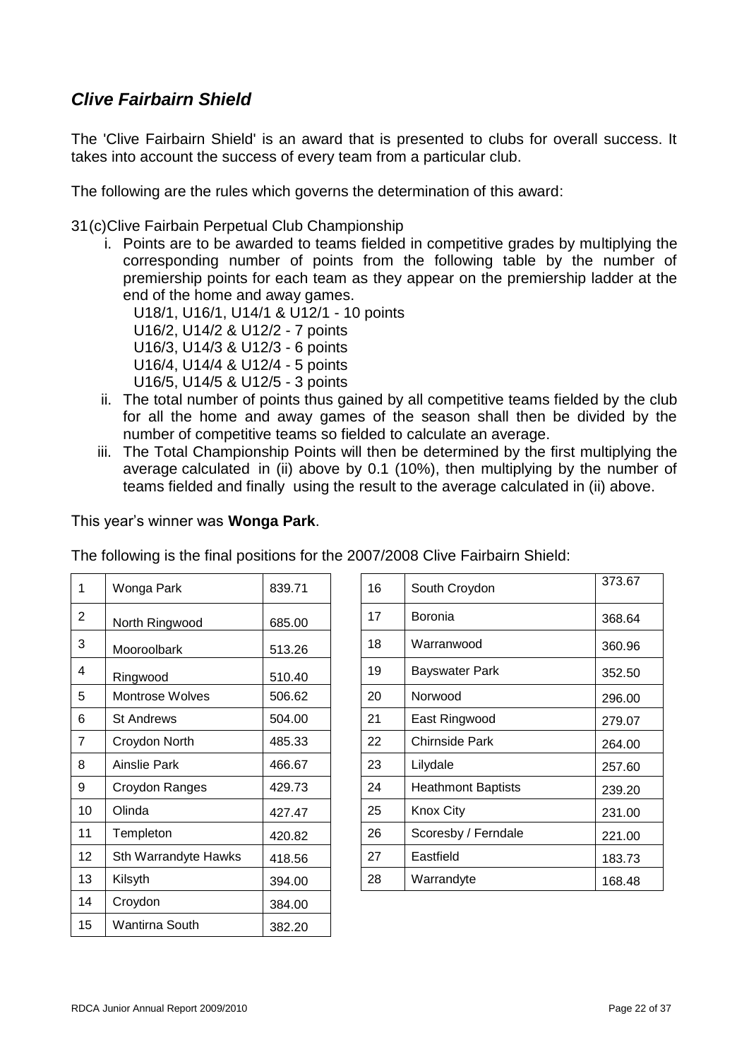## *Clive Fairbairn Shield*

The 'Clive Fairbairn Shield' is an award that is presented to clubs for overall success. It takes into account the success of every team from a particular club.

The following are the rules which governs the determination of this award:

31(c)Clive Fairbain Perpetual Club Championship

i. Points are to be awarded to teams fielded in competitive grades by multiplying the corresponding number of points from the following table by the number of premiership points for each team as they appear on the premiership ladder at the end of the home and away games.
   U18/1, U16/1, U14/1 & U12/1 - 10 points
   U16/2, U14/2 & U12/2 - 7 points
   U16/3, U14/3 & U12/3 - 6 points
   U16/4, U14/4 & U12/4 - 5 points
   U16/5, U14/5 & U12/5 - 3 points
ii. The total number of points thus gained by all competitive teams fielded by the club for all the home and away games of the season shall then be divided by the number of competitive teams so fielded to calculate an average.
iii. The Total Championship Points will then be determined by the first multiplying the average calculated in (ii) above by 0.1 (10%), then multiplying by the number of teams fielded and finally using the result to the average calculated in (ii) above.

This year's winner was **Wonga Park**.

The following is the final positions for the 2007/2008 Clive Fairbairn Shield:

| | | |
|---|---|---|
| 1 | Wonga Park | 839.71 |
| 2 | North Ringwood | 685.00 |
| 3 | Mooroolbark | 513.26 |
| 4 | Ringwood | 510.40 |
| 5 | Montrose Wolves | 506.62 |
| 6 | St Andrews | 504.00 |
| 7 | Croydon North | 485.33 |
| 8 | Ainslie Park | 466.67 |
| 9 | Croydon Ranges | 429.73 |
| 10 | Olinda | 427.47 |
| 11 | Templeton | 420.82 |
| 12 | Sth Warrandyte Hawks | 418.56 |
| 13 | Kilsyth | 394.00 |
| 14 | Croydon | 384.00 |
| 15 | Wantirna South | 382.20 |
| 16 | South Croydon | 373.67 |
| 17 | Boronia | 368.64 |
| 18 | Warranwood | 360.96 |
| 19 | Bayswater Park | 352.50 |
| 20 | Norwood | 296.00 |
| 21 | East Ringwood | 279.07 |
| 22 | Chirnside Park | 264.00 |
| 23 | Lilydale | 257.60 |
| 24 | Heathmont Baptists | 239.20 |
| 25 | Knox City | 231.00 |
| 26 | Scoresby / Ferndale | 221.00 |
| 27 | Eastfield | 183.73 |
| 28 | Warrandyte | 168.48 |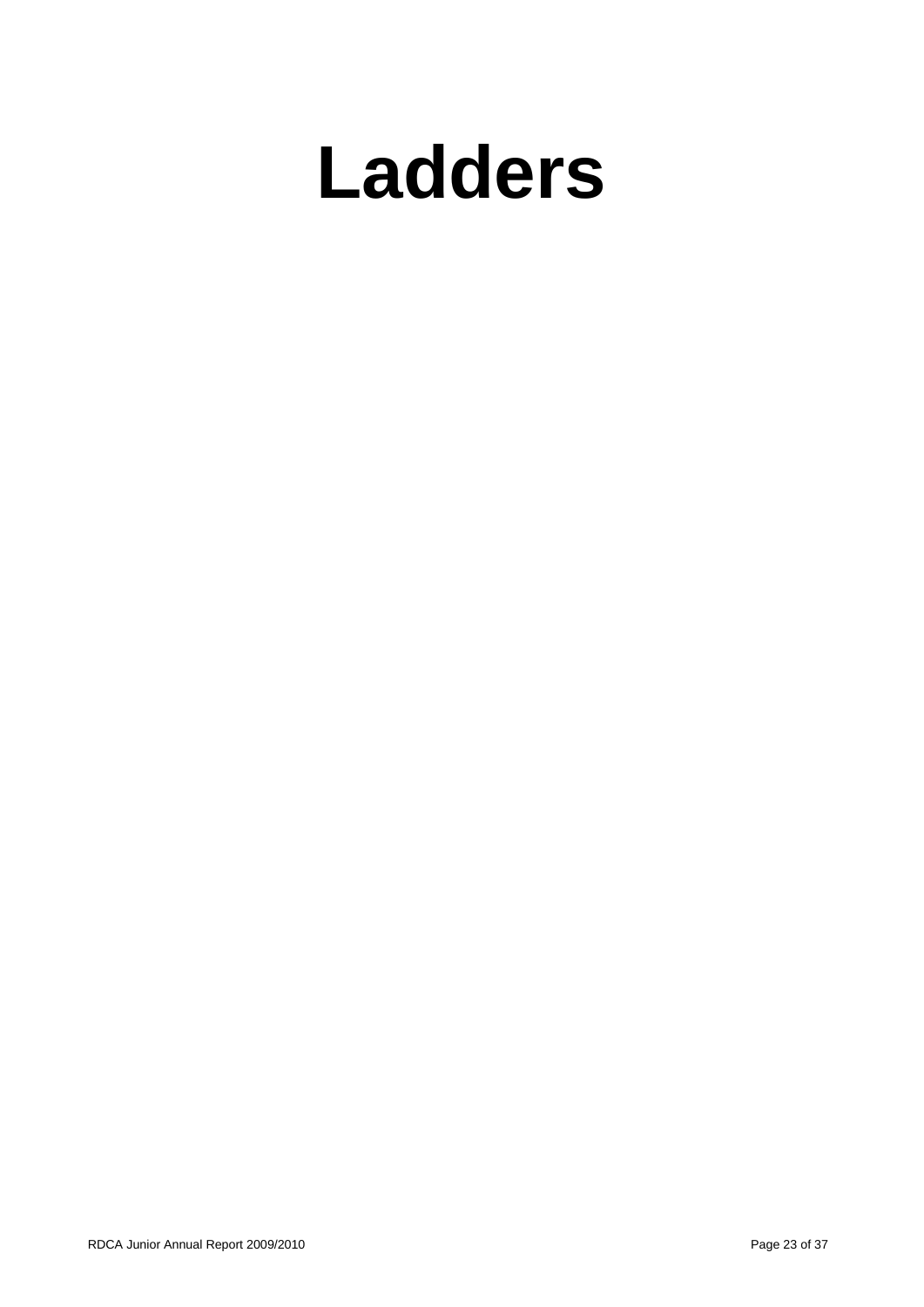# Ladders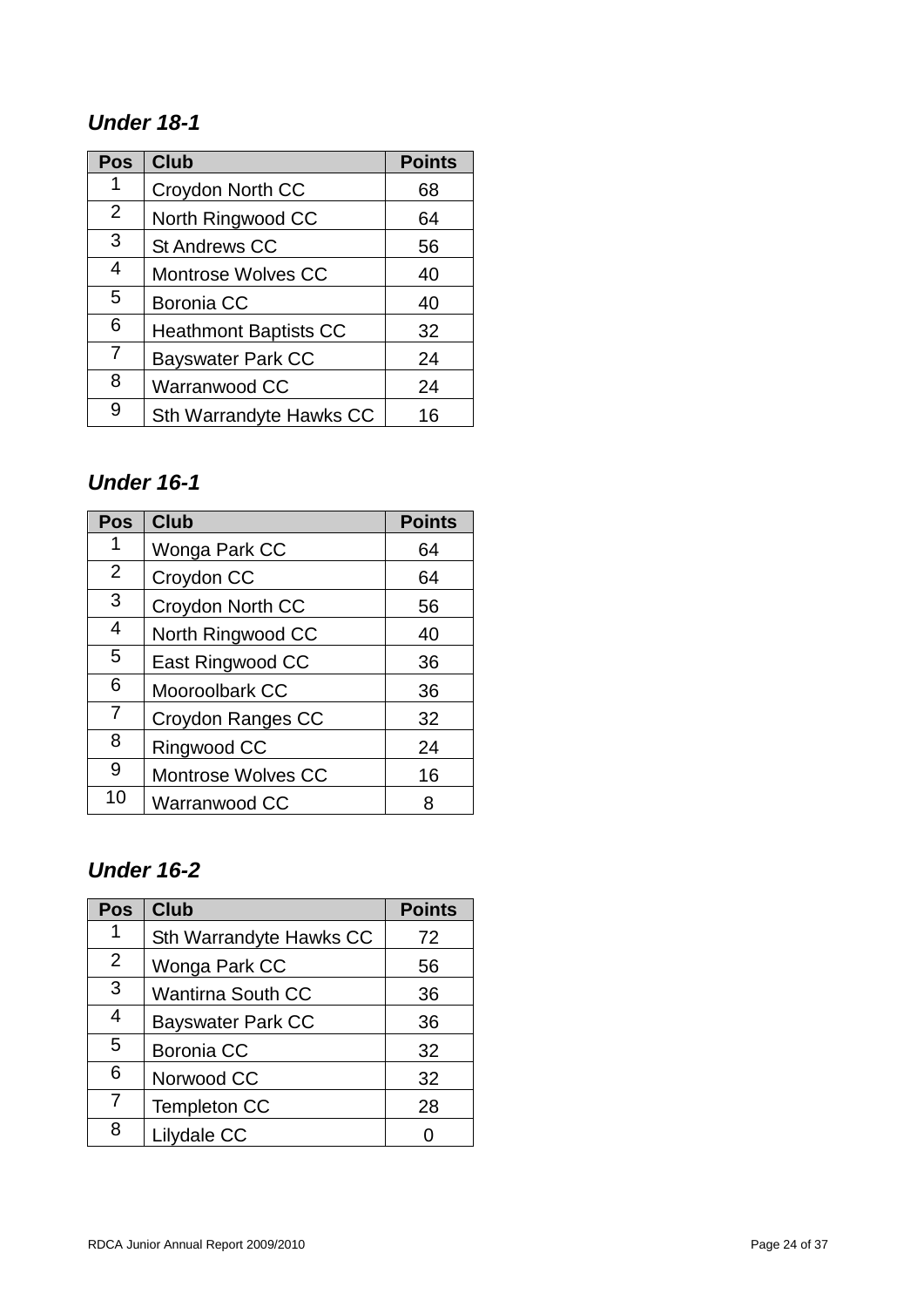### *Under 18-1*

| Pos | Club | Points |
|---|---|---|
| 1 | Croydon North CC | 68 |
| 2 | North Ringwood CC | 64 |
| 3 | St Andrews CC | 56 |
| 4 | Montrose Wolves CC | 40 |
| 5 | Boronia CC | 40 |
| 6 | Heathmont Baptists CC | 32 |
| 7 | Bayswater Park CC | 24 |
| 8 | Warranwood CC | 24 |
| 9 | Sth Warrandyte Hawks CC | 16 |

### *Under 16-1*

| Pos | Club | Points |
|---|---|---|
| 1 | Wonga Park CC | 64 |
| 2 | Croydon CC | 64 |
| 3 | Croydon North CC | 56 |
| 4 | North Ringwood CC | 40 |
| 5 | East Ringwood CC | 36 |
| 6 | Mooroolbark CC | 36 |
| 7 | Croydon Ranges CC | 32 |
| 8 | Ringwood CC | 24 |
| 9 | Montrose Wolves CC | 16 |
| 10 | Warranwood CC | 8 |

### *Under 16-2*

| Pos | Club | Points |
|---|---|---|
| 1 | Sth Warrandyte Hawks CC | 72 |
| 2 | Wonga Park CC | 56 |
| 3 | Wantirna South CC | 36 |
| 4 | Bayswater Park CC | 36 |
| 5 | Boronia CC | 32 |
| 6 | Norwood CC | 32 |
| 7 | Templeton CC | 28 |
| 8 | Lilydale CC | 0 |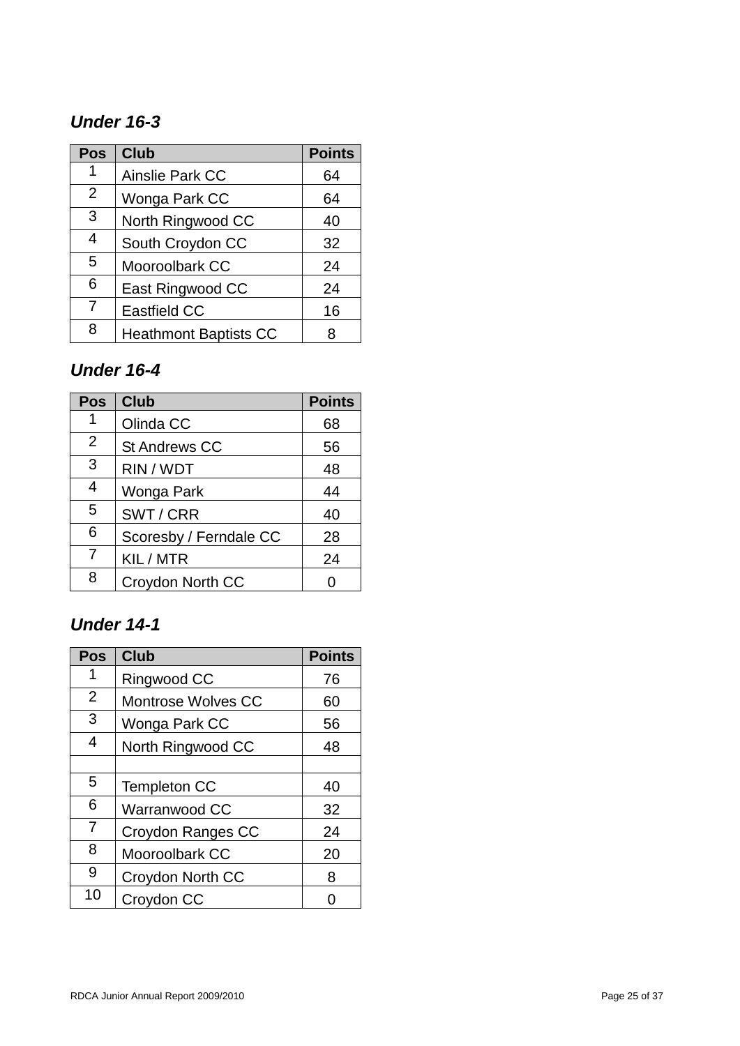### *Under 16-3*

| Pos | Club | Points |
|---|---|---|
| 1 | Ainslie Park CC | 64 |
| 2 | Wonga Park CC | 64 |
| 3 | North Ringwood CC | 40 |
| 4 | South Croydon CC | 32 |
| 5 | Mooroolbark CC | 24 |
| 6 | East Ringwood CC | 24 |
| 7 | Eastfield CC | 16 |
| 8 | Heathmont Baptists CC | 8 |

### *Under 16-4*

| Pos | Club | Points |
|---|---|---|
| 1 | Olinda CC | 68 |
| 2 | St Andrews CC | 56 |
| 3 | RIN / WDT | 48 |
| 4 | Wonga Park | 44 |
| 5 | SWT / CRR | 40 |
| 6 | Scoresby / Ferndale CC | 28 |
| 7 | KIL / MTR | 24 |
| 8 | Croydon North CC | 0 |

### *Under 14-1*

| Pos | Club | Points |
|---|---|---|
| 1 | Ringwood CC | 76 |
| 2 | Montrose Wolves CC | 60 |
| 3 | Wonga Park CC | 56 |
| 4 | North Ringwood CC | 48 |
| | | |
| 5 | Templeton CC | 40 |
| 6 | Warranwood CC | 32 |
| 7 | Croydon Ranges CC | 24 |
| 8 | Mooroolbark CC | 20 |
| 9 | Croydon North CC | 8 |
| 10 | Croydon CC | 0 |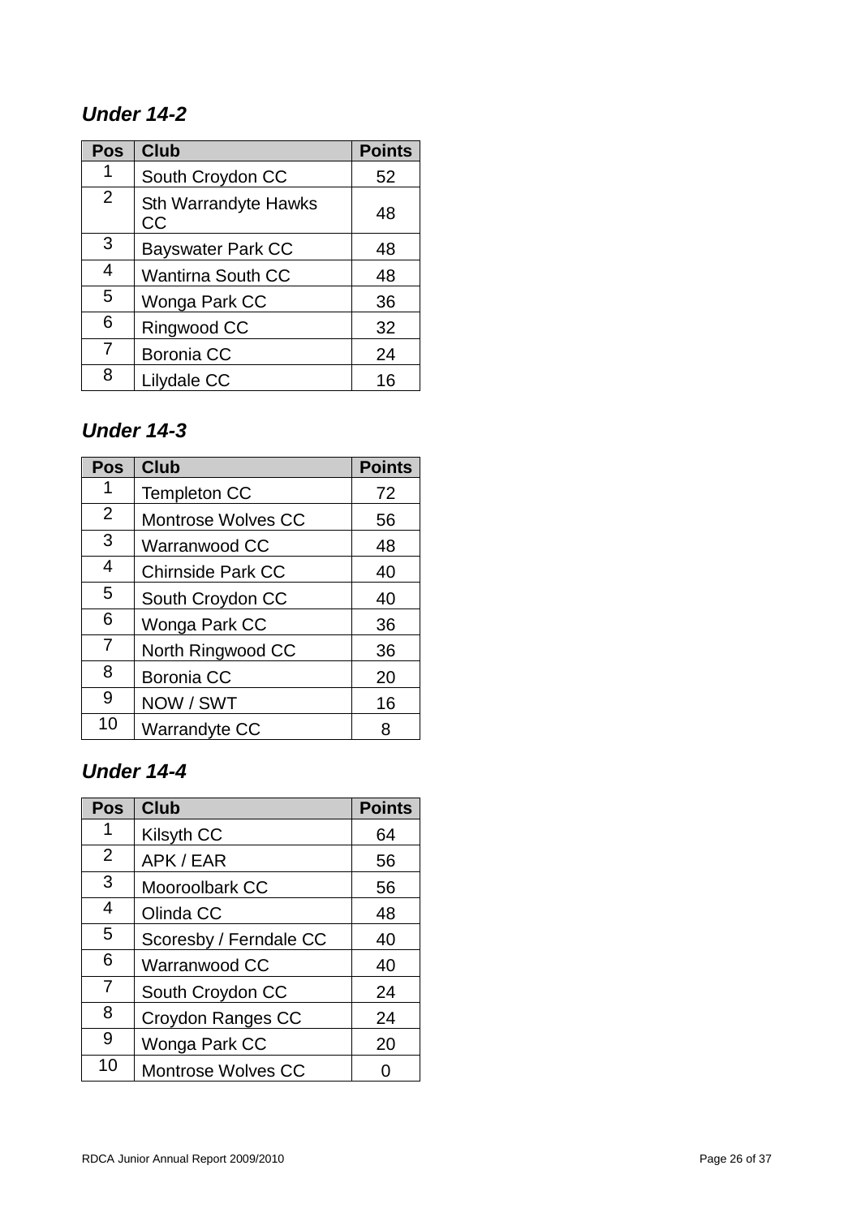### *Under 14-2*

| Pos | Club | Points |
|---|---|---|
| 1 | South Croydon CC | 52 |
| 2 | Sth Warrandyte Hawks CC | 48 |
| 3 | Bayswater Park CC | 48 |
| 4 | Wantirna South CC | 48 |
| 5 | Wonga Park CC | 36 |
| 6 | Ringwood CC | 32 |
| 7 | Boronia CC | 24 |
| 8 | Lilydale CC | 16 |

### *Under 14-3*

| Pos | Club | Points |
|---|---|---|
| 1 | Templeton CC | 72 |
| 2 | Montrose Wolves CC | 56 |
| 3 | Warranwood CC | 48 |
| 4 | Chirnside Park CC | 40 |
| 5 | South Croydon CC | 40 |
| 6 | Wonga Park CC | 36 |
| 7 | North Ringwood CC | 36 |
| 8 | Boronia CC | 20 |
| 9 | NOW / SWT | 16 |
| 10 | Warrandyte CC | 8 |

### *Under 14-4*

| Pos | Club | Points |
|---|---|---|
| 1 | Kilsyth CC | 64 |
| 2 | APK / EAR | 56 |
| 3 | Mooroolbark CC | 56 |
| 4 | Olinda CC | 48 |
| 5 | Scoresby / Ferndale CC | 40 |
| 6 | Warranwood CC | 40 |
| 7 | South Croydon CC | 24 |
| 8 | Croydon Ranges CC | 24 |
| 9 | Wonga Park CC | 20 |
| 10 | Montrose Wolves CC | 0 |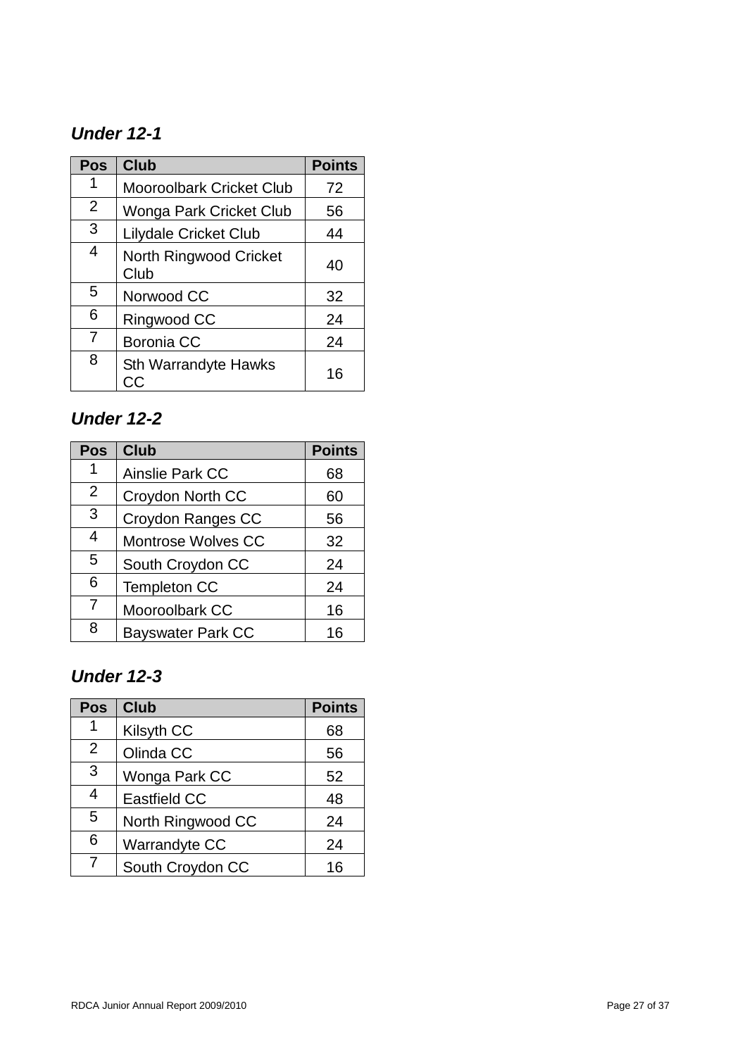### *Under 12-1*

| Pos | Club | Points |
|---|---|---|
| 1 | Mooroolbark Cricket Club | 72 |
| 2 | Wonga Park Cricket Club | 56 |
| 3 | Lilydale Cricket Club | 44 |
| 4 | North Ringwood Cricket Club | 40 |
| 5 | Norwood CC | 32 |
| 6 | Ringwood CC | 24 |
| 7 | Boronia CC | 24 |
| 8 | Sth Warrandyte Hawks CC | 16 |

### *Under 12-2*

| Pos | Club | Points |
|---|---|---|
| 1 | Ainslie Park CC | 68 |
| 2 | Croydon North CC | 60 |
| 3 | Croydon Ranges CC | 56 |
| 4 | Montrose Wolves CC | 32 |
| 5 | South Croydon CC | 24 |
| 6 | Templeton CC | 24 |
| 7 | Mooroolbark CC | 16 |
| 8 | Bayswater Park CC | 16 |

### *Under 12-3*

| Pos | Club | Points |
|---|---|---|
| 1 | Kilsyth CC | 68 |
| 2 | Olinda CC | 56 |
| 3 | Wonga Park CC | 52 |
| 4 | Eastfield CC | 48 |
| 5 | North Ringwood CC | 24 |
| 6 | Warrandyte CC | 24 |
| 7 | South Croydon CC | 16 |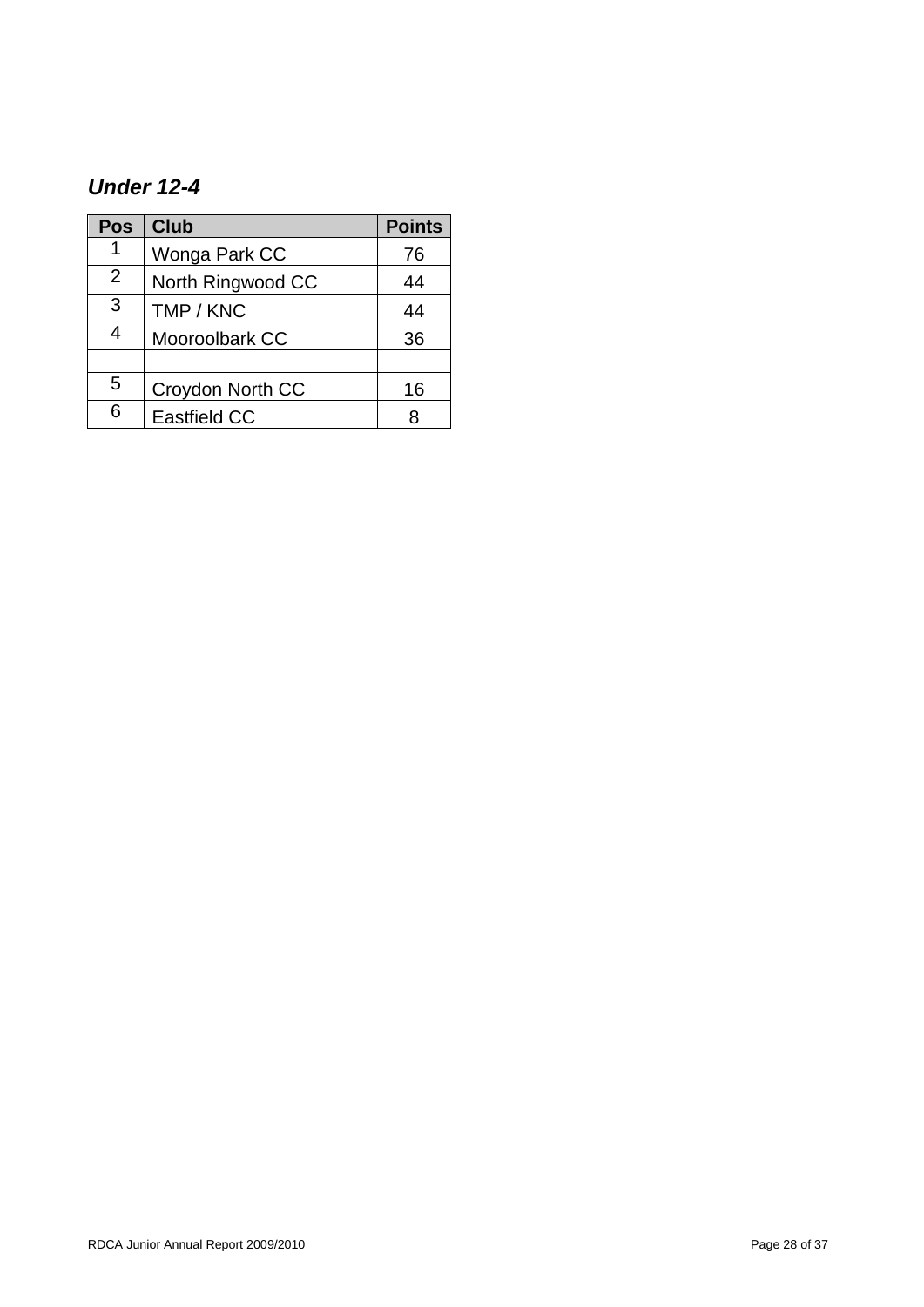### *Under 12-4*

| Pos | Club | Points |
|---|---|---|
| 1 | Wonga Park CC | 76 |
| 2 | North Ringwood CC | 44 |
| 3 | TMP / KNC | 44 |
| 4 | Mooroolbark CC | 36 |
| | | |
| 5 | Croydon North CC | 16 |
| 6 | Eastfield CC | 8 |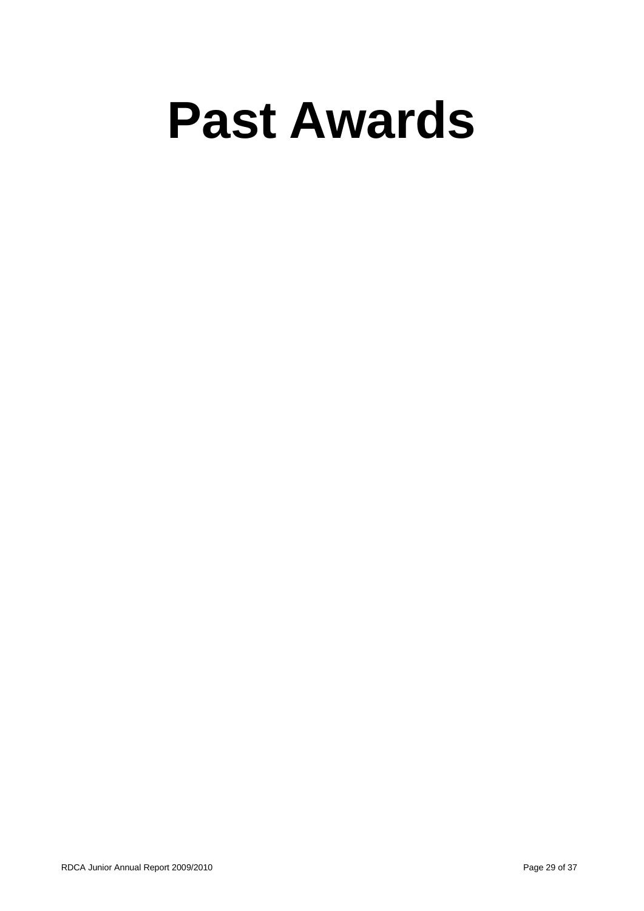# Past Awards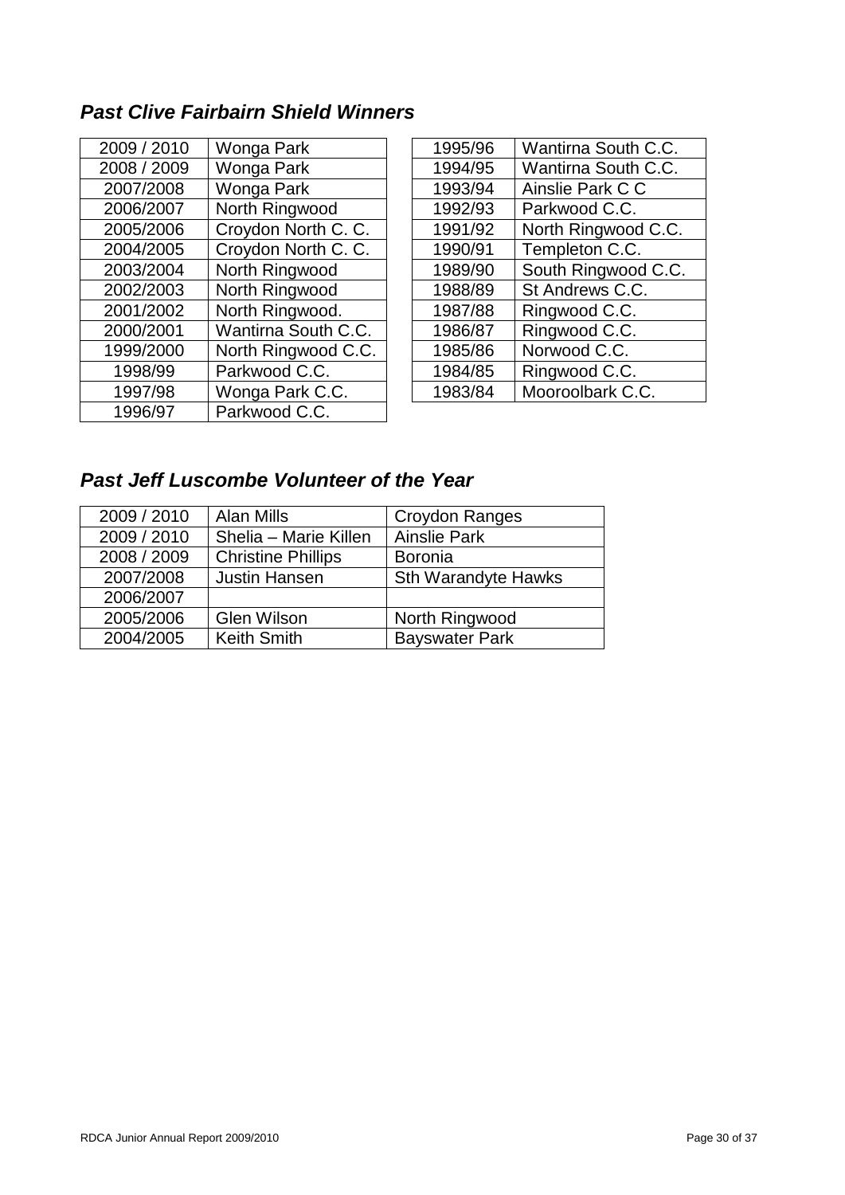## *Past Clive Fairbairn Shield Winners*

| | |
|---|---|
| 2009 / 2010 | Wonga Park |
| 2008 / 2009 | Wonga Park |
| 2007/2008 | Wonga Park |
| 2006/2007 | North Ringwood |
| 2005/2006 | Croydon North C. C. |
| 2004/2005 | Croydon North C. C. |
| 2003/2004 | North Ringwood |
| 2002/2003 | North Ringwood |
| 2001/2002 | North Ringwood. |
| 2000/2001 | Wantirna South C.C. |
| 1999/2000 | North Ringwood C.C. |
| 1998/99 | Parkwood C.C. |
| 1997/98 | Wonga Park C.C. |
| 1996/97 | Parkwood C.C. |

| | |
|---|---|
| 1995/96 | Wantirna South C.C. |
| 1994/95 | Wantirna South C.C. |
| 1993/94 | Ainslie Park C C |
| 1992/93 | Parkwood C.C. |
| 1991/92 | North Ringwood C.C. |
| 1990/91 | Templeton C.C. |
| 1989/90 | South Ringwood C.C. |
| 1988/89 | St Andrews C.C. |
| 1987/88 | Ringwood C.C. |
| 1986/87 | Ringwood C.C. |
| 1985/86 | Norwood C.C. |
| 1984/85 | Ringwood C.C. |
| 1983/84 | Mooroolbark C.C. |

## *Past Jeff Luscombe Volunteer of the Year*

| | | |
|---|---|---|
| 2009 / 2010 | Alan Mills | Croydon Ranges |
| 2009 / 2010 | Shelia – Marie Killen | Ainslie Park |
| 2008 / 2009 | Christine Phillips | Boronia |
| 2007/2008 | Justin Hansen | Sth Warandyte Hawks |
| 2006/2007 | | |
| 2005/2006 | Glen Wilson | North Ringwood |
| 2004/2005 | Keith Smith | Bayswater Park |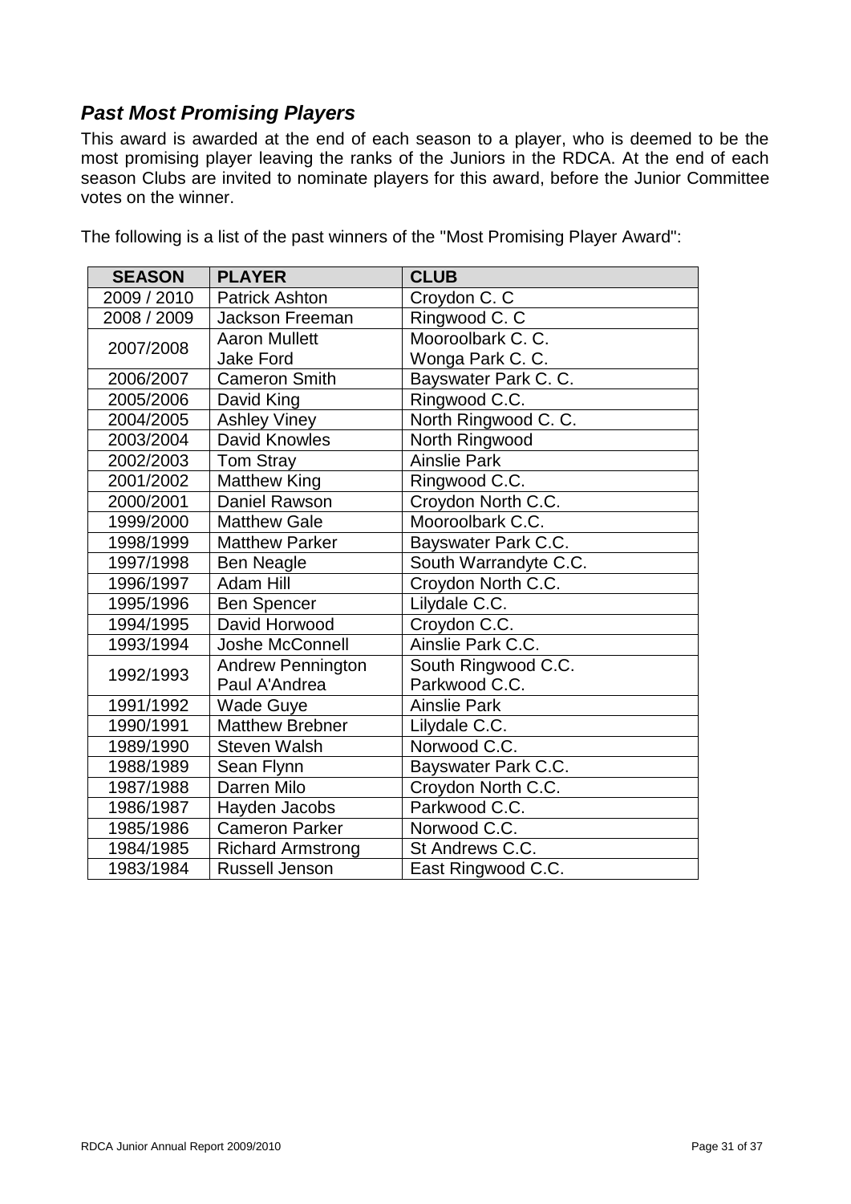## *Past Most Promising Players*

This award is awarded at the end of each season to a player, who is deemed to be the most promising player leaving the ranks of the Juniors in the RDCA. At the end of each season Clubs are invited to nominate players for this award, before the Junior Committee votes on the winner.

The following is a list of the past winners of the "Most Promising Player Award":

| SEASON | PLAYER | CLUB |
|---|---|---|
| 2009 / 2010 | Patrick Ashton | Croydon C. C |
| 2008 / 2009 | Jackson Freeman | Ringwood C. C |
| 2007/2008 | Aaron Mullett<br>Jake Ford | Mooroolbark C. C.<br>Wonga Park C. C. |
| 2006/2007 | Cameron Smith | Bayswater Park C. C. |
| 2005/2006 | David King | Ringwood C.C. |
| 2004/2005 | Ashley Viney | North Ringwood C. C. |
| 2003/2004 | David Knowles | North Ringwood |
| 2002/2003 | Tom Stray | Ainslie Park |
| 2001/2002 | Matthew King | Ringwood C.C. |
| 2000/2001 | Daniel Rawson | Croydon North C.C. |
| 1999/2000 | Matthew Gale | Mooroolbark C.C. |
| 1998/1999 | Matthew Parker | Bayswater Park C.C. |
| 1997/1998 | Ben Neagle | South Warrandyte C.C. |
| 1996/1997 | Adam Hill | Croydon North C.C. |
| 1995/1996 | Ben Spencer | Lilydale C.C. |
| 1994/1995 | David Horwood | Croydon C.C. |
| 1993/1994 | Joshe McConnell | Ainslie Park C.C. |
| 1992/1993 | Andrew Pennington<br>Paul A'Andrea | South Ringwood C.C.<br>Parkwood C.C. |
| 1991/1992 | Wade Guye | Ainslie Park |
| 1990/1991 | Matthew Brebner | Lilydale C.C. |
| 1989/1990 | Steven Walsh | Norwood C.C. |
| 1988/1989 | Sean Flynn | Bayswater Park C.C. |
| 1987/1988 | Darren Milo | Croydon North C.C. |
| 1986/1987 | Hayden Jacobs | Parkwood C.C. |
| 1985/1986 | Cameron Parker | Norwood C.C. |
| 1984/1985 | Richard Armstrong | St Andrews C.C. |
| 1983/1984 | Russell Jenson | East Ringwood C.C. |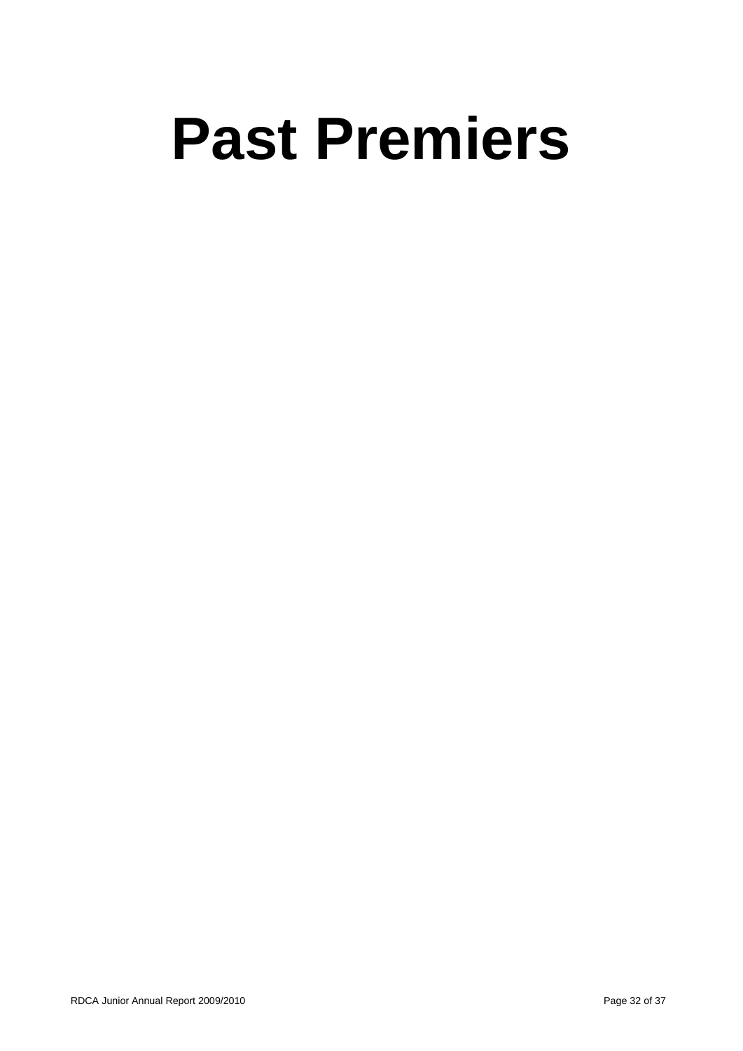# Past Premiers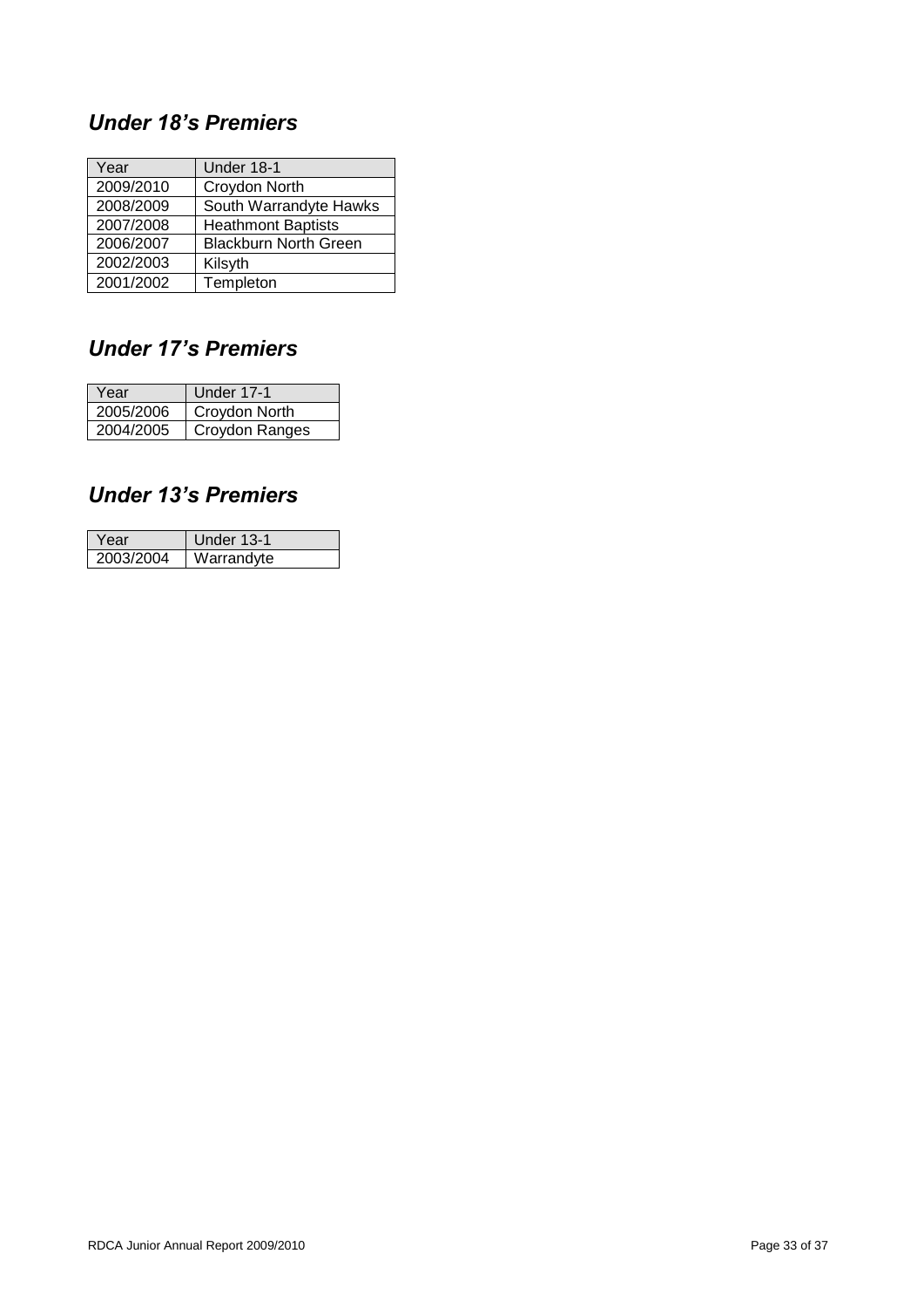## *Under 18's Premiers*

| Year | Under 18-1 |
|---|---|
| 2009/2010 | Croydon North |
| 2008/2009 | South Warrandyte Hawks |
| 2007/2008 | Heathmont Baptists |
| 2006/2007 | Blackburn North Green |
| 2002/2003 | Kilsyth |
| 2001/2002 | Templeton |

## *Under 17's Premiers*

| Year | Under 17-1 |
|---|---|
| 2005/2006 | Croydon North |
| 2004/2005 | Croydon Ranges |

## *Under 13's Premiers*

| Year | Under 13-1 |
|---|---|
| 2003/2004 | Warrandyte |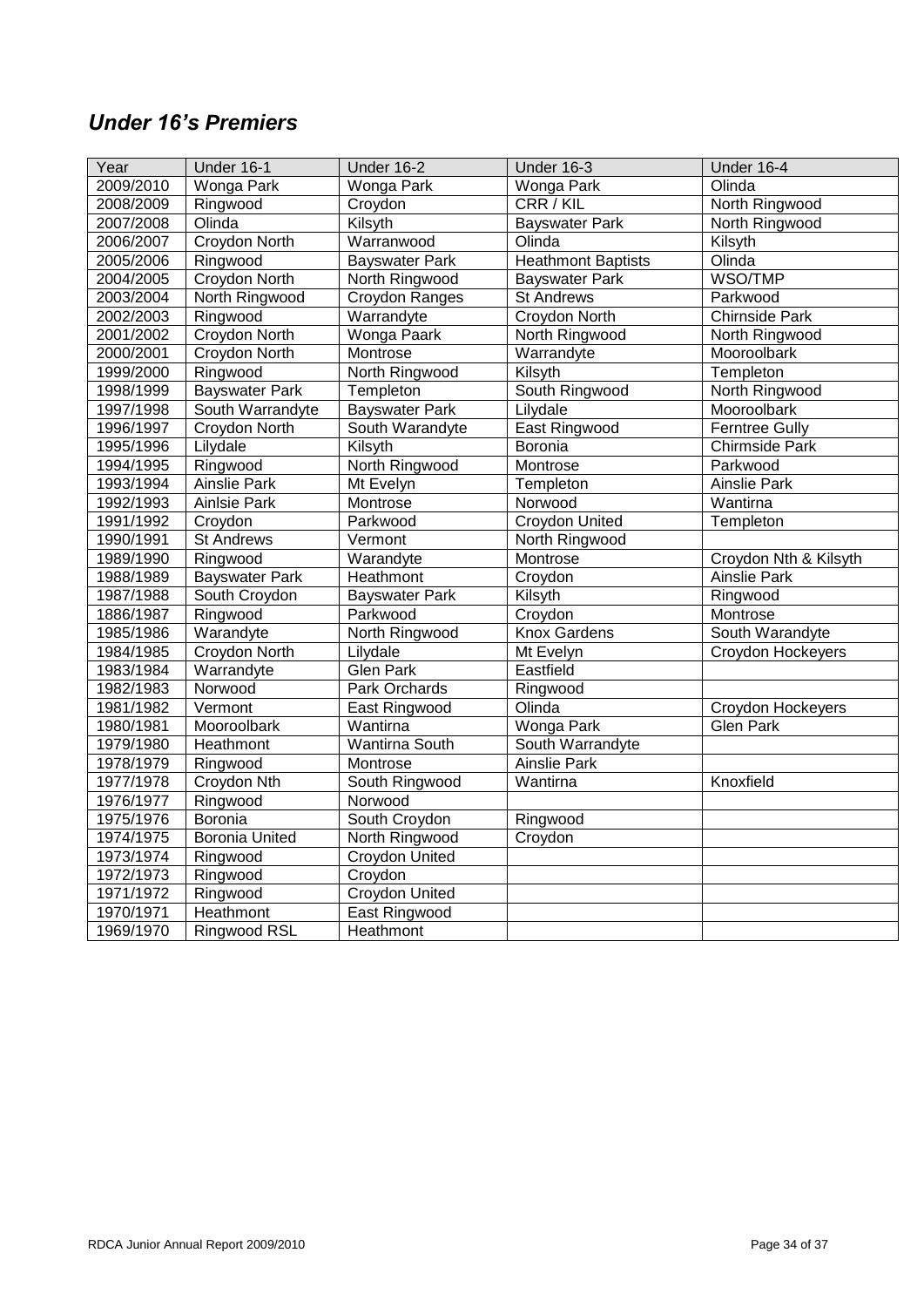## *Under 16's Premiers*

| Year | Under 16-1 | Under 16-2 | Under 16-3 | Under 16-4 |
|---|---|---|---|---|
| 2009/2010 | Wonga Park | Wonga Park | Wonga Park | Olinda |
| 2008/2009 | Ringwood | Croydon | CRR / KIL | North Ringwood |
| 2007/2008 | Olinda | Kilsyth | Bayswater Park | North Ringwood |
| 2006/2007 | Croydon North | Warranwood | Olinda | Kilsyth |
| 2005/2006 | Ringwood | Bayswater Park | Heathmont Baptists | Olinda |
| 2004/2005 | Croydon North | North Ringwood | Bayswater Park | WSO/TMP |
| 2003/2004 | North Ringwood | Croydon Ranges | St Andrews | Parkwood |
| 2002/2003 | Ringwood | Warrandyte | Croydon North | Chirnside Park |
| 2001/2002 | Croydon North | Wonga Paark | North Ringwood | North Ringwood |
| 2000/2001 | Croydon North | Montrose | Warrandyte | Mooroolbark |
| 1999/2000 | Ringwood | North Ringwood | Kilsyth | Templeton |
| 1998/1999 | Bayswater Park | Templeton | South Ringwood | North Ringwood |
| 1997/1998 | South Warrandyte | Bayswater Park | Lilydale | Mooroolbark |
| 1996/1997 | Croydon North | South Warandyte | East Ringwood | Ferntree Gully |
| 1995/1996 | Lilydale | Kilsyth | Boronia | Chirmside Park |
| 1994/1995 | Ringwood | North Ringwood | Montrose | Parkwood |
| 1993/1994 | Ainslie Park | Mt Evelyn | Templeton | Ainslie Park |
| 1992/1993 | Ainlsie Park | Montrose | Norwood | Wantirna |
| 1991/1992 | Croydon | Parkwood | Croydon United | Templeton |
| 1990/1991 | St Andrews | Vermont | North Ringwood | |
| 1989/1990 | Ringwood | Warandyte | Montrose | Croydon Nth & Kilsyth |
| 1988/1989 | Bayswater Park | Heathmont | Croydon | Ainslie Park |
| 1987/1988 | South Croydon | Bayswater Park | Kilsyth | Ringwood |
| 1886/1987 | Ringwood | Parkwood | Croydon | Montrose |
| 1985/1986 | Warandyte | North Ringwood | Knox Gardens | South Warandyte |
| 1984/1985 | Croydon North | Lilydale | Mt Evelyn | Croydon Hockeyers |
| 1983/1984 | Warrandyte | Glen Park | Eastfield | |
| 1982/1983 | Norwood | Park Orchards | Ringwood | |
| 1981/1982 | Vermont | East Ringwood | Olinda | Croydon Hockeyers |
| 1980/1981 | Mooroolbark | Wantirna | Wonga Park | Glen Park |
| 1979/1980 | Heathmont | Wantirna South | South Warrandyte | |
| 1978/1979 | Ringwood | Montrose | Ainslie Park | |
| 1977/1978 | Croydon Nth | South Ringwood | Wantirna | Knoxfield |
| 1976/1977 | Ringwood | Norwood | | |
| 1975/1976 | Boronia | South Croydon | Ringwood | |
| 1974/1975 | Boronia United | North Ringwood | Croydon | |
| 1973/1974 | Ringwood | Croydon United | | |
| 1972/1973 | Ringwood | Croydon | | |
| 1971/1972 | Ringwood | Croydon United | | |
| 1970/1971 | Heathmont | East Ringwood | | |
| 1969/1970 | Ringwood RSL | Heathmont | | |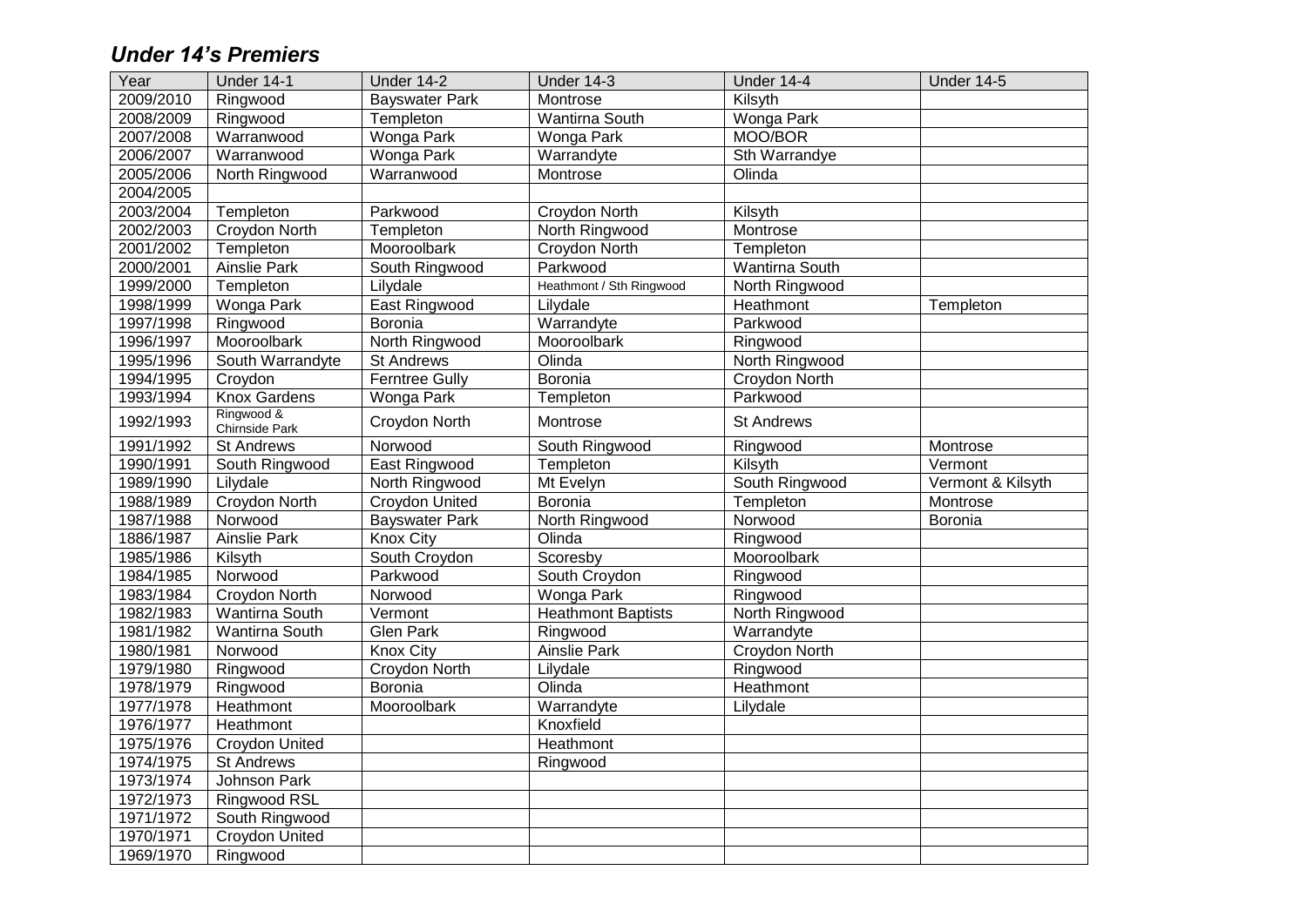## ***Under 14's Premiers***

| Year | Under 14-1 | Under 14-2 | Under 14-3 | Under 14-4 | Under 14-5 |
|---|---|---|---|---|---|
| 2009/2010 | Ringwood | Bayswater Park | Montrose | Kilsyth | |
| 2008/2009 | Ringwood | Templeton | Wantirna South | Wonga Park | |
| 2007/2008 | Warranwood | Wonga Park | Wonga Park | MOO/BOR | |
| 2006/2007 | Warranwood | Wonga Park | Warrandyte | Sth Warrandye | |
| 2005/2006 | North Ringwood | Warranwood | Montrose | Olinda | |
| 2004/2005 | | | | | |
| 2003/2004 | Templeton | Parkwood | Croydon North | Kilsyth | |
| 2002/2003 | Croydon North | Templeton | North Ringwood | Montrose | |
| 2001/2002 | Templeton | Mooroolbark | Croydon North | Templeton | |
| 2000/2001 | Ainslie Park | South Ringwood | Parkwood | Wantirna South | |
| 1999/2000 | Templeton | Lilydale | Heathmont / Sth Ringwood | North Ringwood | |
| 1998/1999 | Wonga Park | East Ringwood | Lilydale | Heathmont | Templeton |
| 1997/1998 | Ringwood | Boronia | Warrandyte | Parkwood | |
| 1996/1997 | Mooroolbark | North Ringwood | Mooroolbark | Ringwood | |
| 1995/1996 | South Warrandyte | St Andrews | Olinda | North Ringwood | |
| 1994/1995 | Croydon | Ferntree Gully | Boronia | Croydon North | |
| 1993/1994 | Knox Gardens | Wonga Park | Templeton | Parkwood | |
| 1992/1993 | Ringwood & Chirnside Park | Croydon North | Montrose | St Andrews | |
| 1991/1992 | St Andrews | Norwood | South Ringwood | Ringwood | Montrose |
| 1990/1991 | South Ringwood | East Ringwood | Templeton | Kilsyth | Vermont |
| 1989/1990 | Lilydale | North Ringwood | Mt Evelyn | South Ringwood | Vermont & Kilsyth |
| 1988/1989 | Croydon North | Croydon United | Boronia | Templeton | Montrose |
| 1987/1988 | Norwood | Bayswater Park | North Ringwood | Norwood | Boronia |
| 1886/1987 | Ainslie Park | Knox City | Olinda | Ringwood | |
| 1985/1986 | Kilsyth | South Croydon | Scoresby | Mooroolbark | |
| 1984/1985 | Norwood | Parkwood | South Croydon | Ringwood | |
| 1983/1984 | Croydon North | Norwood | Wonga Park | Ringwood | |
| 1982/1983 | Wantirna South | Vermont | Heathmont Baptists | North Ringwood | |
| 1981/1982 | Wantirna South | Glen Park | Ringwood | Warrandyte | |
| 1980/1981 | Norwood | Knox City | Ainslie Park | Croydon North | |
| 1979/1980 | Ringwood | Croydon North | Lilydale | Ringwood | |
| 1978/1979 | Ringwood | Boronia | Olinda | Heathmont | |
| 1977/1978 | Heathmont | Mooroolbark | Warrandyte | Lilydale | |
| 1976/1977 | Heathmont | | Knoxfield | | |
| 1975/1976 | Croydon United | | Heathmont | | |
| 1974/1975 | St Andrews | | Ringwood | | |
| 1973/1974 | Johnson Park | | | | |
| 1972/1973 | Ringwood RSL | | | | |
| 1971/1972 | South Ringwood | | | | |
| 1970/1971 | Croydon United | | | | |
| 1969/1970 | Ringwood | | | | |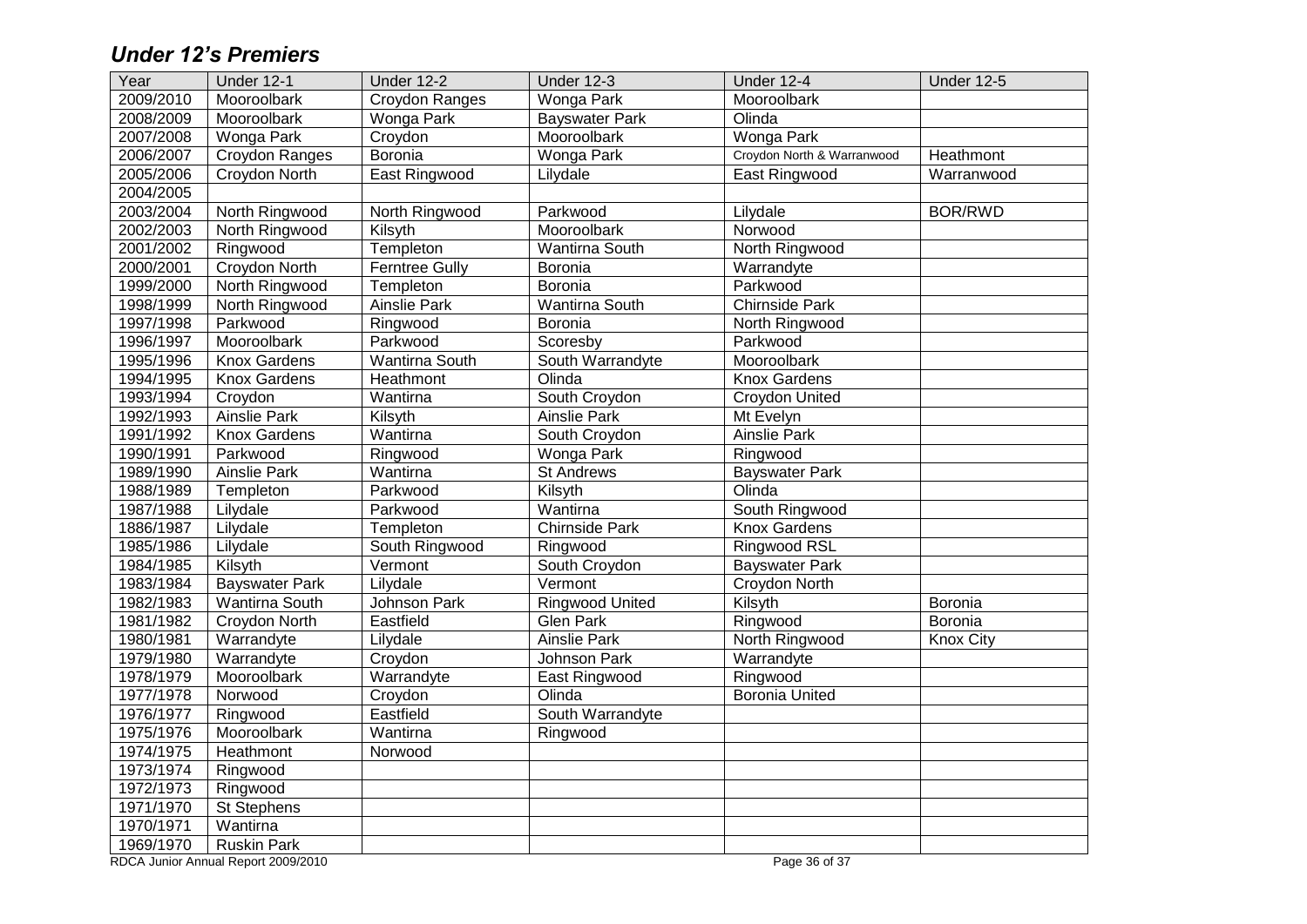## ***Under 12's Premiers***

| Year | Under 12-1 | Under 12-2 | Under 12-3 | Under 12-4 | Under 12-5 |
|---|---|---|---|---|---|
| 2009/2010 | Mooroolbark | Croydon Ranges | Wonga Park | Mooroolbark | |
| 2008/2009 | Mooroolbark | Wonga Park | Bayswater Park | Olinda | |
| 2007/2008 | Wonga Park | Croydon | Mooroolbark | Wonga Park | |
| 2006/2007 | Croydon Ranges | Boronia | Wonga Park | Croydon North & Warranwood | Heathmont |
| 2005/2006 | Croydon North | East Ringwood | Lilydale | East Ringwood | Warranwood |
| 2004/2005 | | | | | |
| 2003/2004 | North Ringwood | North Ringwood | Parkwood | Lilydale | BOR/RWD |
| 2002/2003 | North Ringwood | Kilsyth | Mooroolbark | Norwood | |
| 2001/2002 | Ringwood | Templeton | Wantirna South | North Ringwood | |
| 2000/2001 | Croydon North | Ferntree Gully | Boronia | Warrandyte | |
| 1999/2000 | North Ringwood | Templeton | Boronia | Parkwood | |
| 1998/1999 | North Ringwood | Ainslie Park | Wantirna South | Chirnside Park | |
| 1997/1998 | Parkwood | Ringwood | Boronia | North Ringwood | |
| 1996/1997 | Mooroolbark | Parkwood | Scoresby | Parkwood | |
| 1995/1996 | Knox Gardens | Wantirna South | South Warrandyte | Mooroolbark | |
| 1994/1995 | Knox Gardens | Heathmont | Olinda | Knox Gardens | |
| 1993/1994 | Croydon | Wantirna | South Croydon | Croydon United | |
| 1992/1993 | Ainslie Park | Kilsyth | Ainslie Park | Mt Evelyn | |
| 1991/1992 | Knox Gardens | Wantirna | South Croydon | Ainslie Park | |
| 1990/1991 | Parkwood | Ringwood | Wonga Park | Ringwood | |
| 1989/1990 | Ainslie Park | Wantirna | St Andrews | Bayswater Park | |
| 1988/1989 | Templeton | Parkwood | Kilsyth | Olinda | |
| 1987/1988 | Lilydale | Parkwood | Wantirna | South Ringwood | |
| 1886/1987 | Lilydale | Templeton | Chirnside Park | Knox Gardens | |
| 1985/1986 | Lilydale | South Ringwood | Ringwood | Ringwood RSL | |
| 1984/1985 | Kilsyth | Vermont | South Croydon | Bayswater Park | |
| 1983/1984 | Bayswater Park | Lilydale | Vermont | Croydon North | |
| 1982/1983 | Wantirna South | Johnson Park | Ringwood United | Kilsyth | Boronia |
| 1981/1982 | Croydon North | Eastfield | Glen Park | Ringwood | Boronia |
| 1980/1981 | Warrandyte | Lilydale | Ainslie Park | North Ringwood | Knox City |
| 1979/1980 | Warrandyte | Croydon | Johnson Park | Warrandyte | |
| 1978/1979 | Mooroolbark | Warrandyte | East Ringwood | Ringwood | |
| 1977/1978 | Norwood | Croydon | Olinda | Boronia United | |
| 1976/1977 | Ringwood | Eastfield | South Warrandyte | | |
| 1975/1976 | Mooroolbark | Wantirna | Ringwood | | |
| 1974/1975 | Heathmont | Norwood | | | |
| 1973/1974 | Ringwood | | | | |
| 1972/1973 | Ringwood | | | | |
| 1971/1970 | St Stephens | | | | |
| 1970/1971 | Wantirna | | | | |
| 1969/1970 | Ruskin Park | | | | |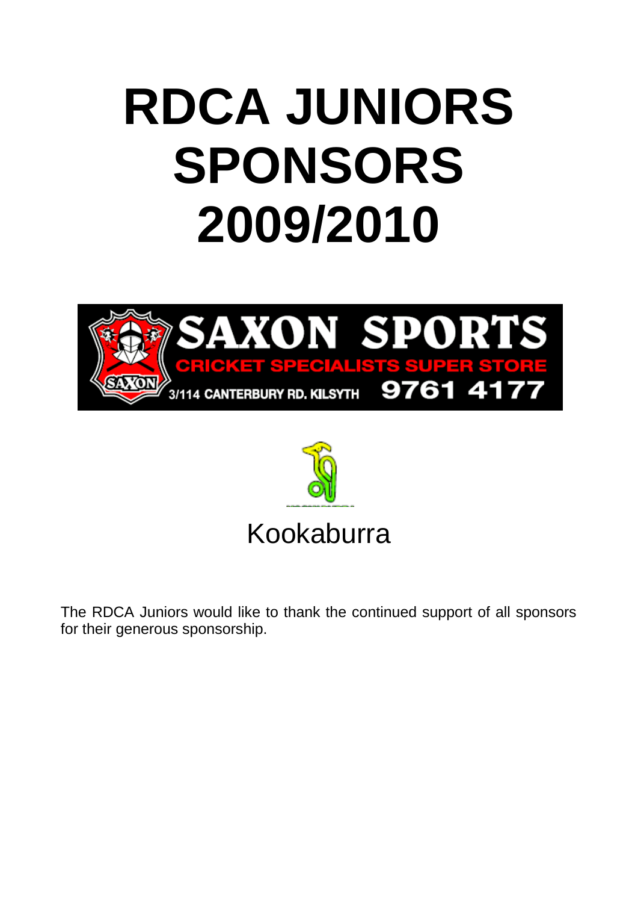# RDCA JUNIORS SPONSORS 2009/2010

SAXON SPORTS

CRICKET SPECIALISTS SUPER STORE

3/114 CANTERBURY RD. KILSYTH 9761 4177

Kookaburra

The RDCA Juniors would like to thank the continued support of all sponsors for their generous sponsorship.